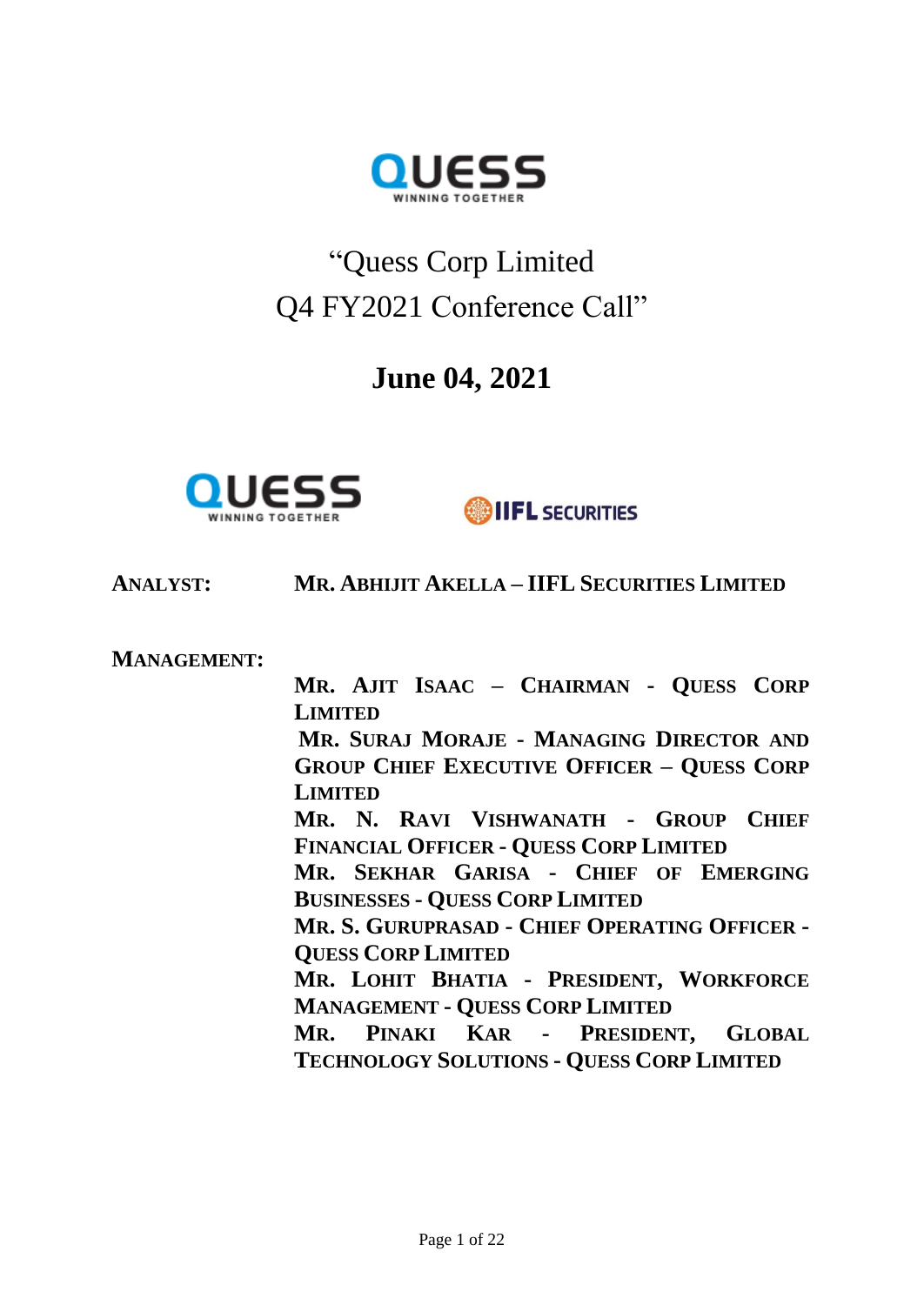# "Quess Corp Limited Q4 FY2021 Conference Call"

## June 04, 2021

**ANALYST:** **MR. ABHIJIT AKELLA – IIFL SECURITIES LIMITED**

**MANAGEMENT:**

**MR. AJIT ISAAC – CHAIRMAN - QUESS CORP LIMITED**

**MR. SURAJ MORAJE - MANAGING DIRECTOR AND GROUP CHIEF EXECUTIVE OFFICER – QUESS CORP LIMITED**

**MR. N. RAVI VISHWANATH - GROUP CHIEF FINANCIAL OFFICER - QUESS CORP LIMITED**

**MR. SEKHAR GARISA - CHIEF OF EMERGING BUSINESSES - QUESS CORP LIMITED**

**MR. S. GURUPRASAD - CHIEF OPERATING OFFICER - QUESS CORP LIMITED**

**MR. LOHIT BHATIA - PRESIDENT, WORKFORCE MANAGEMENT - QUESS CORP LIMITED**

**MR. PINAKI KAR - PRESIDENT, GLOBAL TECHNOLOGY SOLUTIONS - QUESS CORP LIMITED**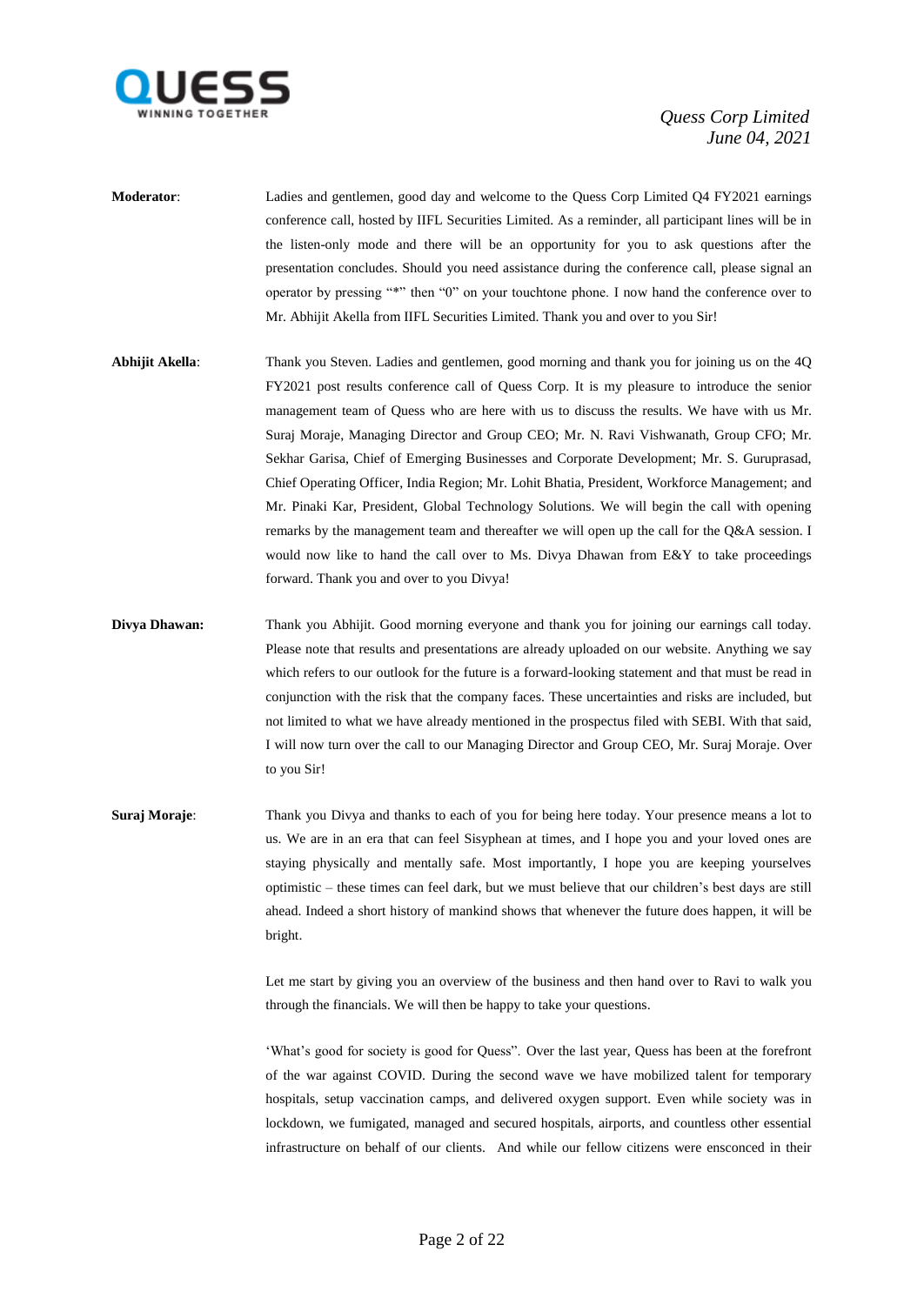**Moderator**: Ladies and gentlemen, good day and welcome to the Quess Corp Limited Q4 FY2021 earnings conference call, hosted by IIFL Securities Limited. As a reminder, all participant lines will be in the listen-only mode and there will be an opportunity for you to ask questions after the presentation concludes. Should you need assistance during the conference call, please signal an operator by pressing "*" then "0" on your touchtone phone. I now hand the conference over to Mr. Abhijit Akella from IIFL Securities Limited. Thank you and over to you Sir!

**Abhijit Akella**: Thank you Steven. Ladies and gentlemen, good morning and thank you for joining us on the 4Q FY2021 post results conference call of Quess Corp. It is my pleasure to introduce the senior management team of Quess who are here with us to discuss the results. We have with us Mr. Suraj Moraje, Managing Director and Group CEO; Mr. N. Ravi Vishwanath, Group CFO; Mr. Sekhar Garisa, Chief of Emerging Businesses and Corporate Development; Mr. S. Guruprasad, Chief Operating Officer, India Region; Mr. Lohit Bhatia, President, Workforce Management; and Mr. Pinaki Kar, President, Global Technology Solutions. We will begin the call with opening remarks by the management team and thereafter we will open up the call for the Q&A session. I would now like to hand the call over to Ms. Divya Dhawan from E&Y to take proceedings forward. Thank you and over to you Divya!

**Divya Dhawan:** Thank you Abhijit. Good morning everyone and thank you for joining our earnings call today. Please note that results and presentations are already uploaded on our website. Anything we say which refers to our outlook for the future is a forward-looking statement and that must be read in conjunction with the risk that the company faces. These uncertainties and risks are included, but not limited to what we have already mentioned in the prospectus filed with SEBI. With that said, I will now turn over the call to our Managing Director and Group CEO, Mr. Suraj Moraje. Over to you Sir!

**Suraj Moraje**: Thank you Divya and thanks to each of you for being here today. Your presence means a lot to us. We are in an era that can feel Sisyphean at times, and I hope you and your loved ones are staying physically and mentally safe. Most importantly, I hope you are keeping yourselves optimistic – these times can feel dark, but we must believe that our children's best days are still ahead. Indeed a short history of mankind shows that whenever the future does happen, it will be bright.

Let me start by giving you an overview of the business and then hand over to Ravi to walk you through the financials. We will then be happy to take your questions.

'What's good for society is good for Quess". Over the last year, Quess has been at the forefront of the war against COVID. During the second wave we have mobilized talent for temporary hospitals, setup vaccination camps, and delivered oxygen support. Even while society was in lockdown, we fumigated, managed and secured hospitals, airports, and countless other essential infrastructure on behalf of our clients. And while our fellow citizens were ensconced in their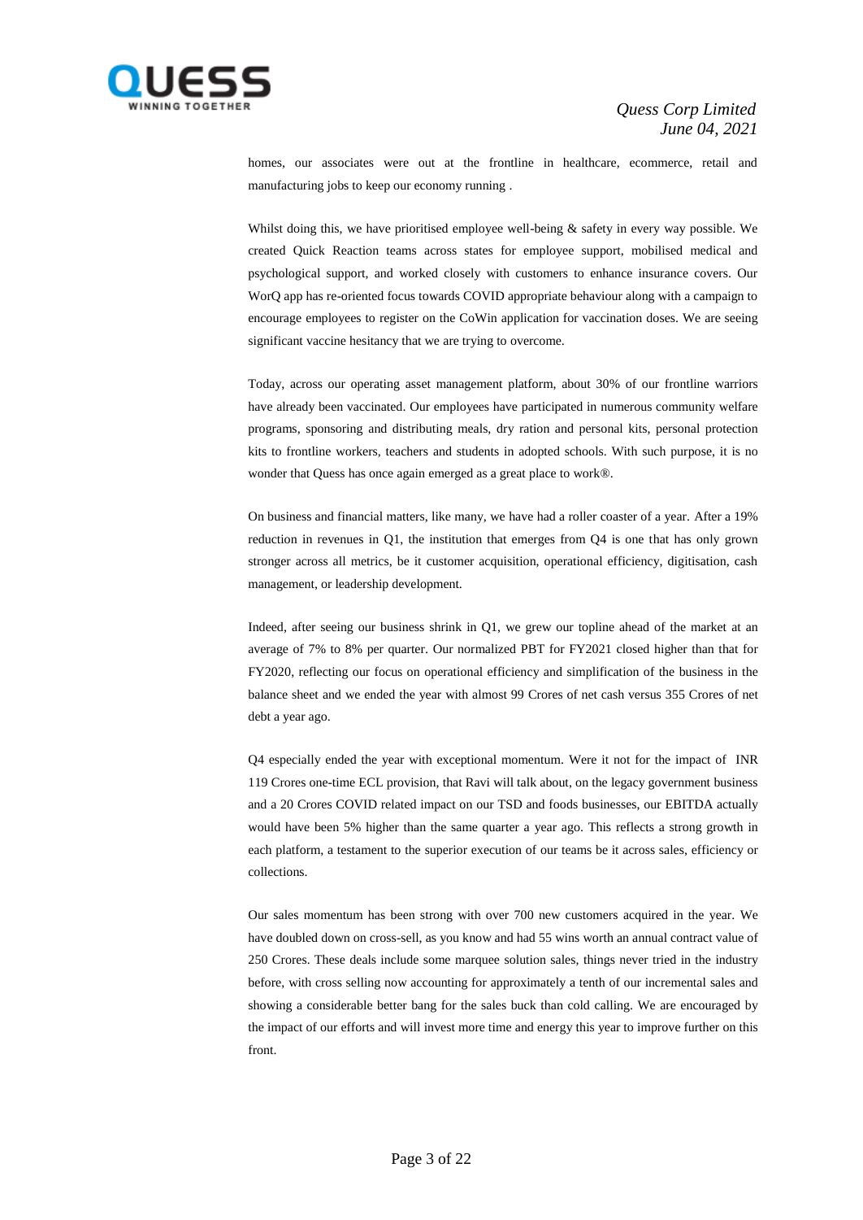homes, our associates were out at the frontline in healthcare, ecommerce, retail and manufacturing jobs to keep our economy running .

Whilst doing this, we have prioritised employee well-being & safety in every way possible. We created Quick Reaction teams across states for employee support, mobilised medical and psychological support, and worked closely with customers to enhance insurance covers. Our WorQ app has re-oriented focus towards COVID appropriate behaviour along with a campaign to encourage employees to register on the CoWin application for vaccination doses. We are seeing significant vaccine hesitancy that we are trying to overcome.

Today, across our operating asset management platform, about 30% of our frontline warriors have already been vaccinated. Our employees have participated in numerous community welfare programs, sponsoring and distributing meals, dry ration and personal kits, personal protection kits to frontline workers, teachers and students in adopted schools. With such purpose, it is no wonder that Quess has once again emerged as a great place to work®.

On business and financial matters, like many, we have had a roller coaster of a year. After a 19% reduction in revenues in Q1, the institution that emerges from Q4 is one that has only grown stronger across all metrics, be it customer acquisition, operational efficiency, digitisation, cash management, or leadership development.

Indeed, after seeing our business shrink in Q1, we grew our topline ahead of the market at an average of 7% to 8% per quarter. Our normalized PBT for FY2021 closed higher than that for FY2020, reflecting our focus on operational efficiency and simplification of the business in the balance sheet and we ended the year with almost 99 Crores of net cash versus 355 Crores of net debt a year ago.

Q4 especially ended the year with exceptional momentum. Were it not for the impact of INR 119 Crores one-time ECL provision, that Ravi will talk about, on the legacy government business and a 20 Crores COVID related impact on our TSD and foods businesses, our EBITDA actually would have been 5% higher than the same quarter a year ago. This reflects a strong growth in each platform, a testament to the superior execution of our teams be it across sales, efficiency or collections.

Our sales momentum has been strong with over 700 new customers acquired in the year. We have doubled down on cross-sell, as you know and had 55 wins worth an annual contract value of 250 Crores. These deals include some marquee solution sales, things never tried in the industry before, with cross selling now accounting for approximately a tenth of our incremental sales and showing a considerable better bang for the sales buck than cold calling. We are encouraged by the impact of our efforts and will invest more time and energy this year to improve further on this front.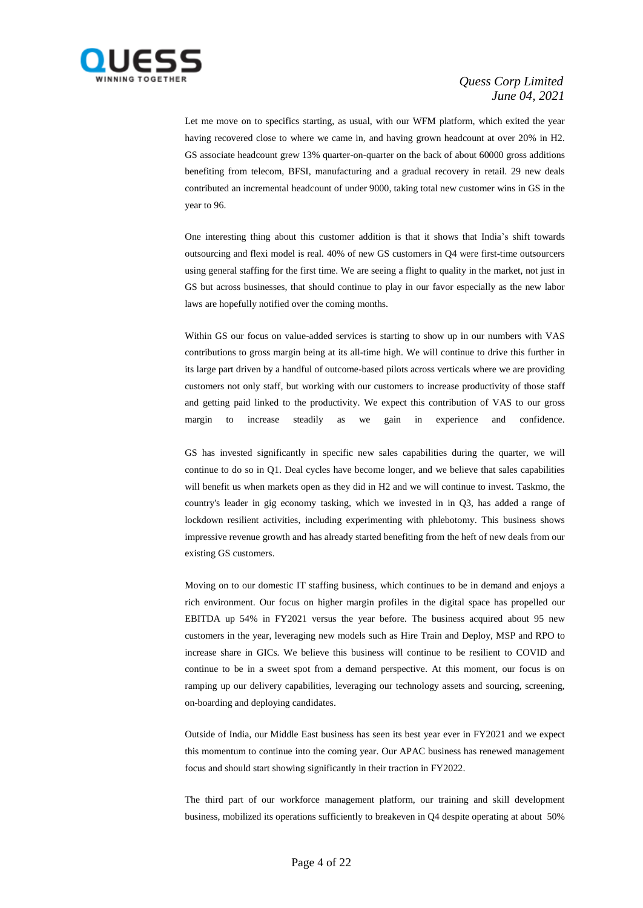Let me move on to specifics starting, as usual, with our WFM platform, which exited the year having recovered close to where we came in, and having grown headcount at over 20% in H2. GS associate headcount grew 13% quarter-on-quarter on the back of about 60000 gross additions benefiting from telecom, BFSI, manufacturing and a gradual recovery in retail. 29 new deals contributed an incremental headcount of under 9000, taking total new customer wins in GS in the year to 96.

One interesting thing about this customer addition is that it shows that India's shift towards outsourcing and flexi model is real. 40% of new GS customers in Q4 were first-time outsourcers using general staffing for the first time. We are seeing a flight to quality in the market, not just in GS but across businesses, that should continue to play in our favor especially as the new labor laws are hopefully notified over the coming months.

Within GS our focus on value-added services is starting to show up in our numbers with VAS contributions to gross margin being at its all-time high. We will continue to drive this further in its large part driven by a handful of outcome-based pilots across verticals where we are providing customers not only staff, but working with our customers to increase productivity of those staff and getting paid linked to the productivity. We expect this contribution of VAS to our gross margin to increase steadily as we gain in experience and confidence.

GS has invested significantly in specific new sales capabilities during the quarter, we will continue to do so in Q1. Deal cycles have become longer, and we believe that sales capabilities will benefit us when markets open as they did in H2 and we will continue to invest. Taskmo, the country's leader in gig economy tasking, which we invested in in Q3, has added a range of lockdown resilient activities, including experimenting with phlebotomy. This business shows impressive revenue growth and has already started benefiting from the heft of new deals from our existing GS customers.

Moving on to our domestic IT staffing business, which continues to be in demand and enjoys a rich environment. Our focus on higher margin profiles in the digital space has propelled our EBITDA up 54% in FY2021 versus the year before. The business acquired about 95 new customers in the year, leveraging new models such as Hire Train and Deploy, MSP and RPO to increase share in GICs. We believe this business will continue to be resilient to COVID and continue to be in a sweet spot from a demand perspective. At this moment, our focus is on ramping up our delivery capabilities, leveraging our technology assets and sourcing, screening, on-boarding and deploying candidates.

Outside of India, our Middle East business has seen its best year ever in FY2021 and we expect this momentum to continue into the coming year. Our APAC business has renewed management focus and should start showing significantly in their traction in FY2022.

The third part of our workforce management platform, our training and skill development business, mobilized its operations sufficiently to breakeven in Q4 despite operating at about 50%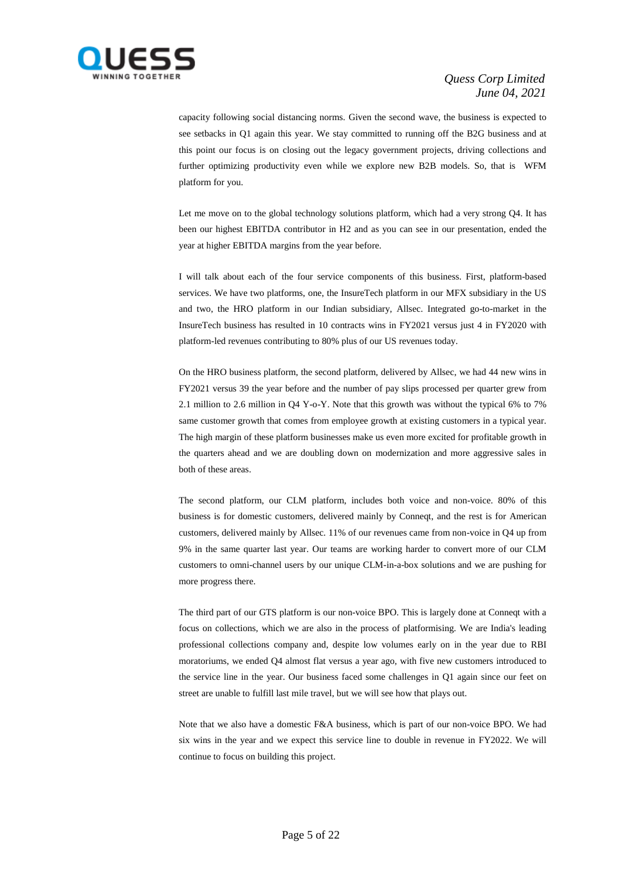capacity following social distancing norms. Given the second wave, the business is expected to see setbacks in Q1 again this year. We stay committed to running off the B2G business and at this point our focus is on closing out the legacy government projects, driving collections and further optimizing productivity even while we explore new B2B models. So, that is WFM platform for you.

Let me move on to the global technology solutions platform, which had a very strong Q4. It has been our highest EBITDA contributor in H2 and as you can see in our presentation, ended the year at higher EBITDA margins from the year before.

I will talk about each of the four service components of this business. First, platform-based services. We have two platforms, one, the InsureTech platform in our MFX subsidiary in the US and two, the HRO platform in our Indian subsidiary, Allsec. Integrated go-to-market in the InsureTech business has resulted in 10 contracts wins in FY2021 versus just 4 in FY2020 with platform-led revenues contributing to 80% plus of our US revenues today.

On the HRO business platform, the second platform, delivered by Allsec, we had 44 new wins in FY2021 versus 39 the year before and the number of pay slips processed per quarter grew from 2.1 million to 2.6 million in Q4 Y-o-Y. Note that this growth was without the typical 6% to 7% same customer growth that comes from employee growth at existing customers in a typical year. The high margin of these platform businesses make us even more excited for profitable growth in the quarters ahead and we are doubling down on modernization and more aggressive sales in both of these areas.

The second platform, our CLM platform, includes both voice and non-voice. 80% of this business is for domestic customers, delivered mainly by Conneqt, and the rest is for American customers, delivered mainly by Allsec. 11% of our revenues came from non-voice in Q4 up from 9% in the same quarter last year. Our teams are working harder to convert more of our CLM customers to omni-channel users by our unique CLM-in-a-box solutions and we are pushing for more progress there.

The third part of our GTS platform is our non-voice BPO. This is largely done at Conneqt with a focus on collections, which we are also in the process of platformising. We are India's leading professional collections company and, despite low volumes early on in the year due to RBI moratoriums, we ended Q4 almost flat versus a year ago, with five new customers introduced to the service line in the year. Our business faced some challenges in Q1 again since our feet on street are unable to fulfill last mile travel, but we will see how that plays out.

Note that we also have a domestic F&A business, which is part of our non-voice BPO. We had six wins in the year and we expect this service line to double in revenue in FY2022. We will continue to focus on building this project.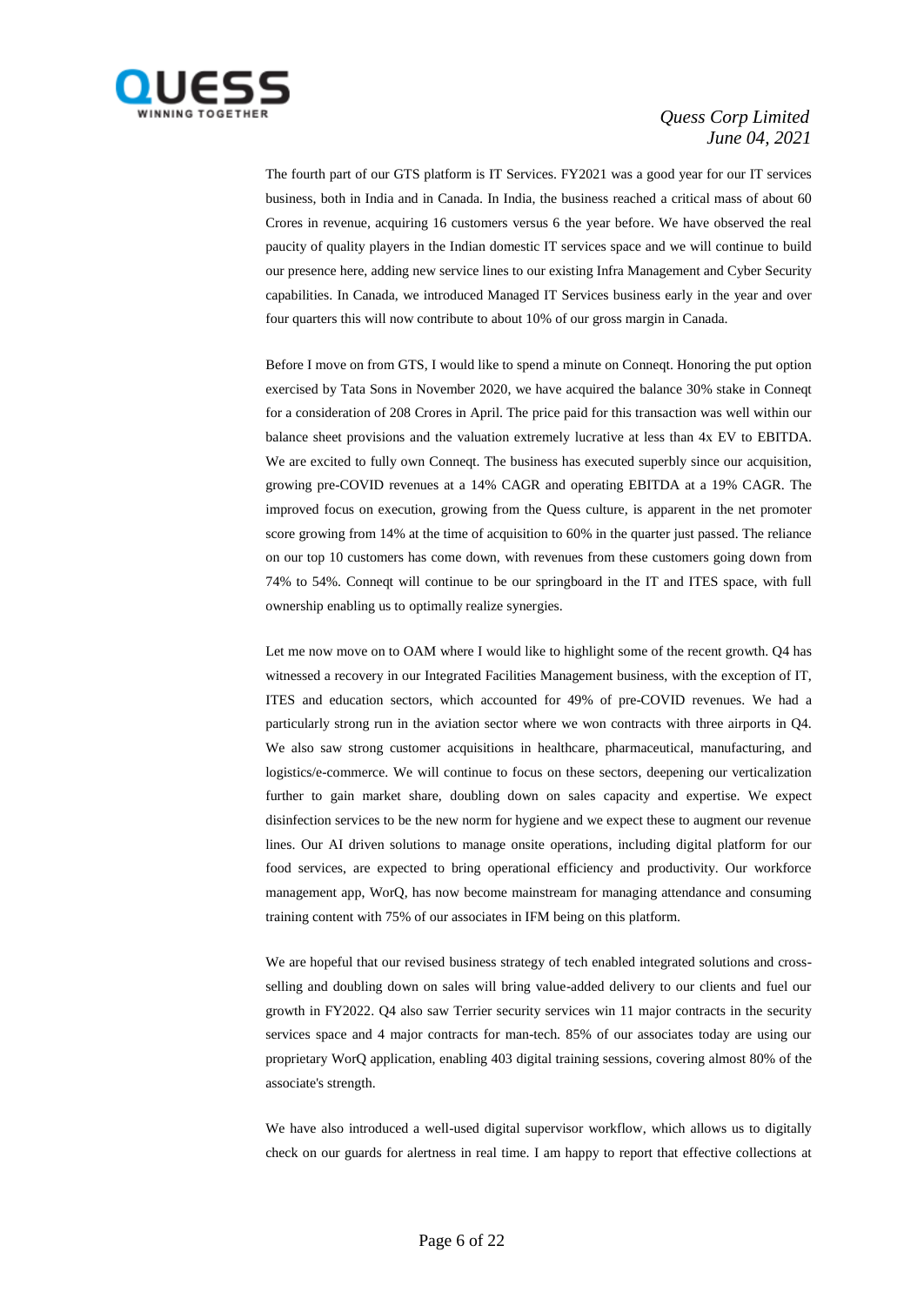The fourth part of our GTS platform is IT Services. FY2021 was a good year for our IT services business, both in India and in Canada. In India, the business reached a critical mass of about 60 Crores in revenue, acquiring 16 customers versus 6 the year before. We have observed the real paucity of quality players in the Indian domestic IT services space and we will continue to build our presence here, adding new service lines to our existing Infra Management and Cyber Security capabilities. In Canada, we introduced Managed IT Services business early in the year and over four quarters this will now contribute to about 10% of our gross margin in Canada.

Before I move on from GTS, I would like to spend a minute on Conneqt. Honoring the put option exercised by Tata Sons in November 2020, we have acquired the balance 30% stake in Conneqt for a consideration of 208 Crores in April. The price paid for this transaction was well within our balance sheet provisions and the valuation extremely lucrative at less than 4x EV to EBITDA. We are excited to fully own Conneqt. The business has executed superbly since our acquisition, growing pre-COVID revenues at a 14% CAGR and operating EBITDA at a 19% CAGR. The improved focus on execution, growing from the Quess culture, is apparent in the net promoter score growing from 14% at the time of acquisition to 60% in the quarter just passed. The reliance on our top 10 customers has come down, with revenues from these customers going down from 74% to 54%. Conneqt will continue to be our springboard in the IT and ITES space, with full ownership enabling us to optimally realize synergies.

Let me now move on to OAM where I would like to highlight some of the recent growth. Q4 has witnessed a recovery in our Integrated Facilities Management business, with the exception of IT, ITES and education sectors, which accounted for 49% of pre-COVID revenues. We had a particularly strong run in the aviation sector where we won contracts with three airports in Q4. We also saw strong customer acquisitions in healthcare, pharmaceutical, manufacturing, and logistics/e-commerce. We will continue to focus on these sectors, deepening our verticalization further to gain market share, doubling down on sales capacity and expertise. We expect disinfection services to be the new norm for hygiene and we expect these to augment our revenue lines. Our AI driven solutions to manage onsite operations, including digital platform for our food services, are expected to bring operational efficiency and productivity. Our workforce management app, WorQ, has now become mainstream for managing attendance and consuming training content with 75% of our associates in IFM being on this platform.

We are hopeful that our revised business strategy of tech enabled integrated solutions and cross-selling and doubling down on sales will bring value-added delivery to our clients and fuel our growth in FY2022. Q4 also saw Terrier security services win 11 major contracts in the security services space and 4 major contracts for man-tech. 85% of our associates today are using our proprietary WorQ application, enabling 403 digital training sessions, covering almost 80% of the associate's strength.

We have also introduced a well-used digital supervisor workflow, which allows us to digitally check on our guards for alertness in real time. I am happy to report that effective collections at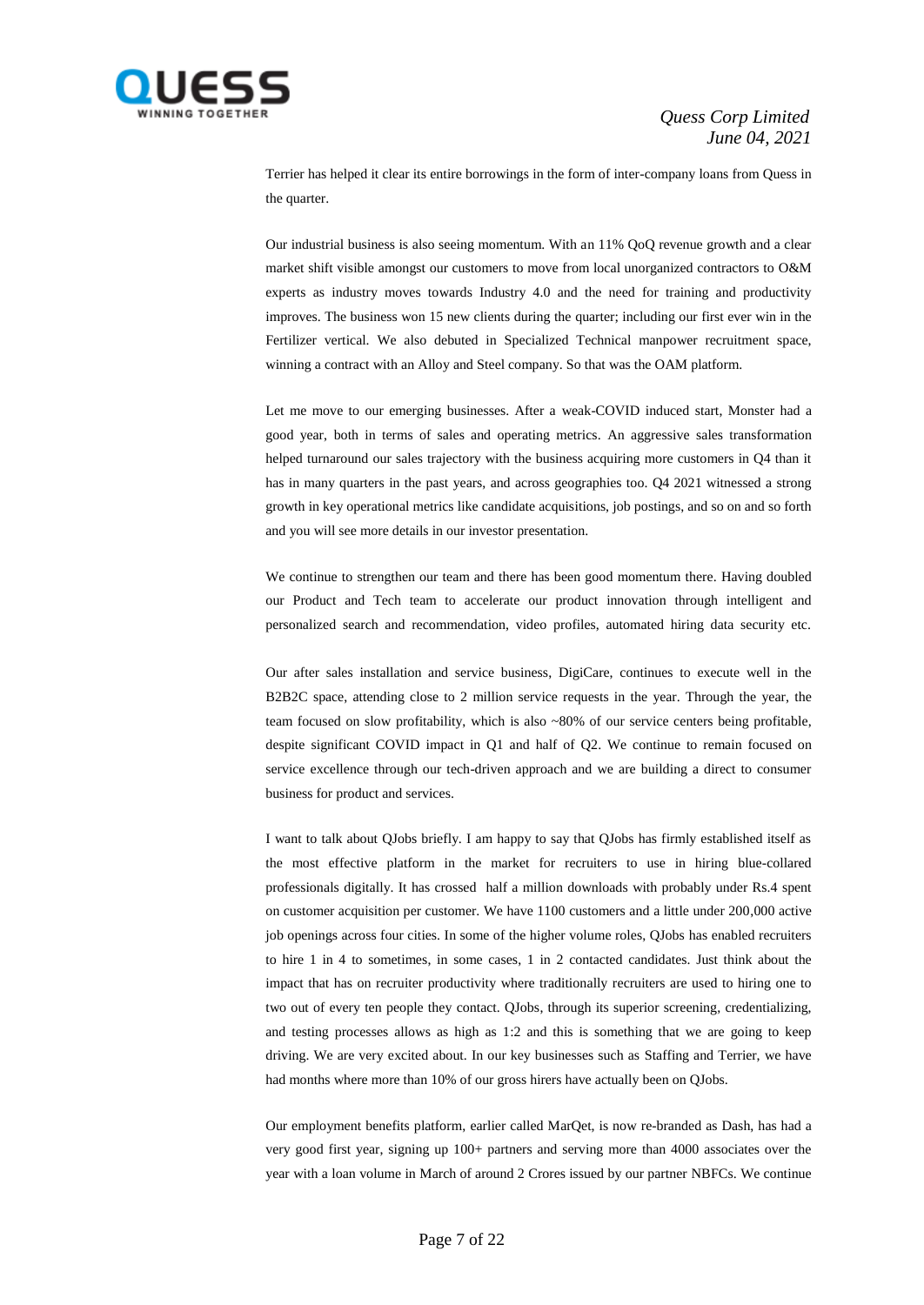Terrier has helped it clear its entire borrowings in the form of inter-company loans from Quess in the quarter.

Our industrial business is also seeing momentum. With an 11% QoQ revenue growth and a clear market shift visible amongst our customers to move from local unorganized contractors to O&M experts as industry moves towards Industry 4.0 and the need for training and productivity improves. The business won 15 new clients during the quarter; including our first ever win in the Fertilizer vertical. We also debuted in Specialized Technical manpower recruitment space, winning a contract with an Alloy and Steel company. So that was the OAM platform.

Let me move to our emerging businesses. After a weak-COVID induced start, Monster had a good year, both in terms of sales and operating metrics. An aggressive sales transformation helped turnaround our sales trajectory with the business acquiring more customers in Q4 than it has in many quarters in the past years, and across geographies too. Q4 2021 witnessed a strong growth in key operational metrics like candidate acquisitions, job postings, and so on and so forth and you will see more details in our investor presentation.

We continue to strengthen our team and there has been good momentum there. Having doubled our Product and Tech team to accelerate our product innovation through intelligent and personalized search and recommendation, video profiles, automated hiring data security etc.

Our after sales installation and service business, DigiCare, continues to execute well in the B2B2C space, attending close to 2 million service requests in the year. Through the year, the team focused on slow profitability, which is also ~80% of our service centers being profitable, despite significant COVID impact in Q1 and half of Q2. We continue to remain focused on service excellence through our tech-driven approach and we are building a direct to consumer business for product and services.

I want to talk about QJobs briefly. I am happy to say that QJobs has firmly established itself as the most effective platform in the market for recruiters to use in hiring blue-collared professionals digitally. It has crossed half a million downloads with probably under Rs.4 spent on customer acquisition per customer. We have 1100 customers and a little under 200,000 active job openings across four cities. In some of the higher volume roles, QJobs has enabled recruiters to hire 1 in 4 to sometimes, in some cases, 1 in 2 contacted candidates. Just think about the impact that has on recruiter productivity where traditionally recruiters are used to hiring one to two out of every ten people they contact. QJobs, through its superior screening, credentializing, and testing processes allows as high as 1:2 and this is something that we are going to keep driving. We are very excited about. In our key businesses such as Staffing and Terrier, we have had months where more than 10% of our gross hirers have actually been on QJobs.

Our employment benefits platform, earlier called MarQet, is now re-branded as Dash, has had a very good first year, signing up 100+ partners and serving more than 4000 associates over the year with a loan volume in March of around 2 Crores issued by our partner NBFCs. We continue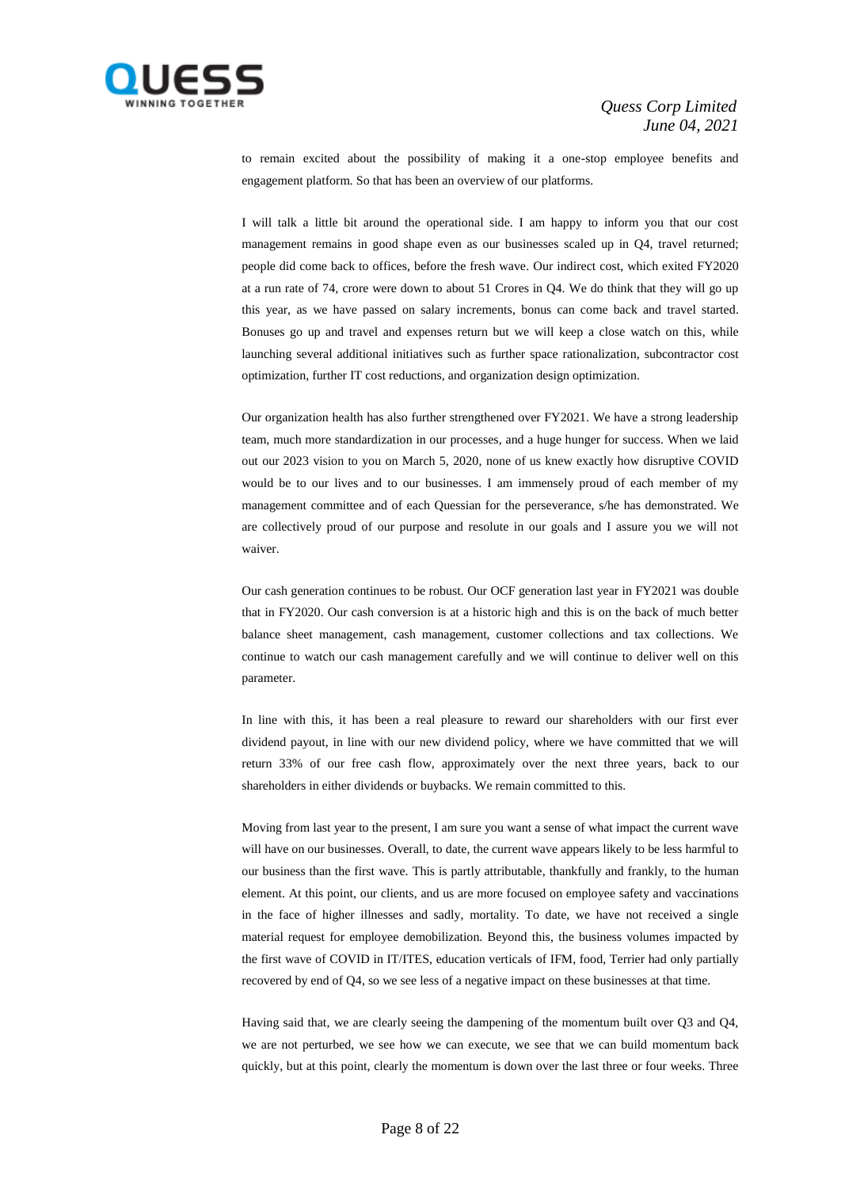to remain excited about the possibility of making it a one-stop employee benefits and engagement platform. So that has been an overview of our platforms.

I will talk a little bit around the operational side. I am happy to inform you that our cost management remains in good shape even as our businesses scaled up in Q4, travel returned; people did come back to offices, before the fresh wave. Our indirect cost, which exited FY2020 at a run rate of 74, crore were down to about 51 Crores in Q4. We do think that they will go up this year, as we have passed on salary increments, bonus can come back and travel started. Bonuses go up and travel and expenses return but we will keep a close watch on this, while launching several additional initiatives such as further space rationalization, subcontractor cost optimization, further IT cost reductions, and organization design optimization.

Our organization health has also further strengthened over FY2021. We have a strong leadership team, much more standardization in our processes, and a huge hunger for success. When we laid out our 2023 vision to you on March 5, 2020, none of us knew exactly how disruptive COVID would be to our lives and to our businesses. I am immensely proud of each member of my management committee and of each Quessian for the perseverance, s/he has demonstrated. We are collectively proud of our purpose and resolute in our goals and I assure you we will not waiver.

Our cash generation continues to be robust. Our OCF generation last year in FY2021 was double that in FY2020. Our cash conversion is at a historic high and this is on the back of much better balance sheet management, cash management, customer collections and tax collections. We continue to watch our cash management carefully and we will continue to deliver well on this parameter.

In line with this, it has been a real pleasure to reward our shareholders with our first ever dividend payout, in line with our new dividend policy, where we have committed that we will return 33% of our free cash flow, approximately over the next three years, back to our shareholders in either dividends or buybacks. We remain committed to this.

Moving from last year to the present, I am sure you want a sense of what impact the current wave will have on our businesses. Overall, to date, the current wave appears likely to be less harmful to our business than the first wave. This is partly attributable, thankfully and frankly, to the human element. At this point, our clients, and us are more focused on employee safety and vaccinations in the face of higher illnesses and sadly, mortality. To date, we have not received a single material request for employee demobilization. Beyond this, the business volumes impacted by the first wave of COVID in IT/ITES, education verticals of IFM, food, Terrier had only partially recovered by end of Q4, so we see less of a negative impact on these businesses at that time.

Having said that, we are clearly seeing the dampening of the momentum built over Q3 and Q4, we are not perturbed, we see how we can execute, we see that we can build momentum back quickly, but at this point, clearly the momentum is down over the last three or four weeks. Three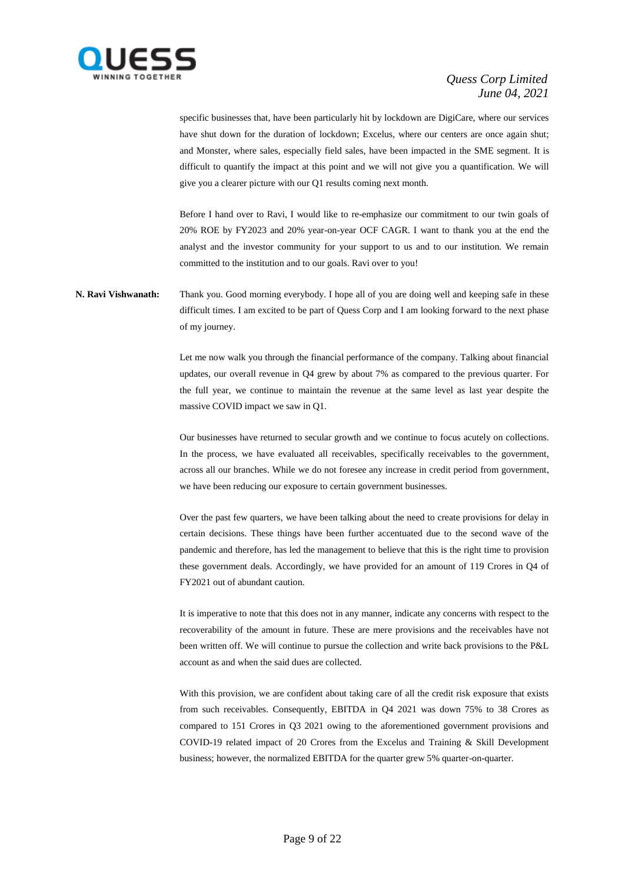specific businesses that, have been particularly hit by lockdown are DigiCare, where our services have shut down for the duration of lockdown; Excelus, where our centers are once again shut; and Monster, where sales, especially field sales, have been impacted in the SME segment. It is difficult to quantify the impact at this point and we will not give you a quantification. We will give you a clearer picture with our Q1 results coming next month.

Before I hand over to Ravi, I would like to re-emphasize our commitment to our twin goals of 20% ROE by FY2023 and 20% year-on-year OCF CAGR. I want to thank you at the end the analyst and the investor community for your support to us and to our institution. We remain committed to the institution and to our goals. Ravi over to you!

**N. Ravi Vishwanath:** Thank you. Good morning everybody. I hope all of you are doing well and keeping safe in these difficult times. I am excited to be part of Quess Corp and I am looking forward to the next phase of my journey.

Let me now walk you through the financial performance of the company. Talking about financial updates, our overall revenue in Q4 grew by about 7% as compared to the previous quarter. For the full year, we continue to maintain the revenue at the same level as last year despite the massive COVID impact we saw in Q1.

Our businesses have returned to secular growth and we continue to focus acutely on collections. In the process, we have evaluated all receivables, specifically receivables to the government, across all our branches. While we do not foresee any increase in credit period from government, we have been reducing our exposure to certain government businesses.

Over the past few quarters, we have been talking about the need to create provisions for delay in certain decisions. These things have been further accentuated due to the second wave of the pandemic and therefore, has led the management to believe that this is the right time to provision these government deals. Accordingly, we have provided for an amount of 119 Crores in Q4 of FY2021 out of abundant caution.

It is imperative to note that this does not in any manner, indicate any concerns with respect to the recoverability of the amount in future. These are mere provisions and the receivables have not been written off. We will continue to pursue the collection and write back provisions to the P&L account as and when the said dues are collected.

With this provision, we are confident about taking care of all the credit risk exposure that exists from such receivables. Consequently, EBITDA in Q4 2021 was down 75% to 38 Crores as compared to 151 Crores in Q3 2021 owing to the aforementioned government provisions and COVID-19 related impact of 20 Crores from the Excelus and Training & Skill Development business; however, the normalized EBITDA for the quarter grew 5% quarter-on-quarter.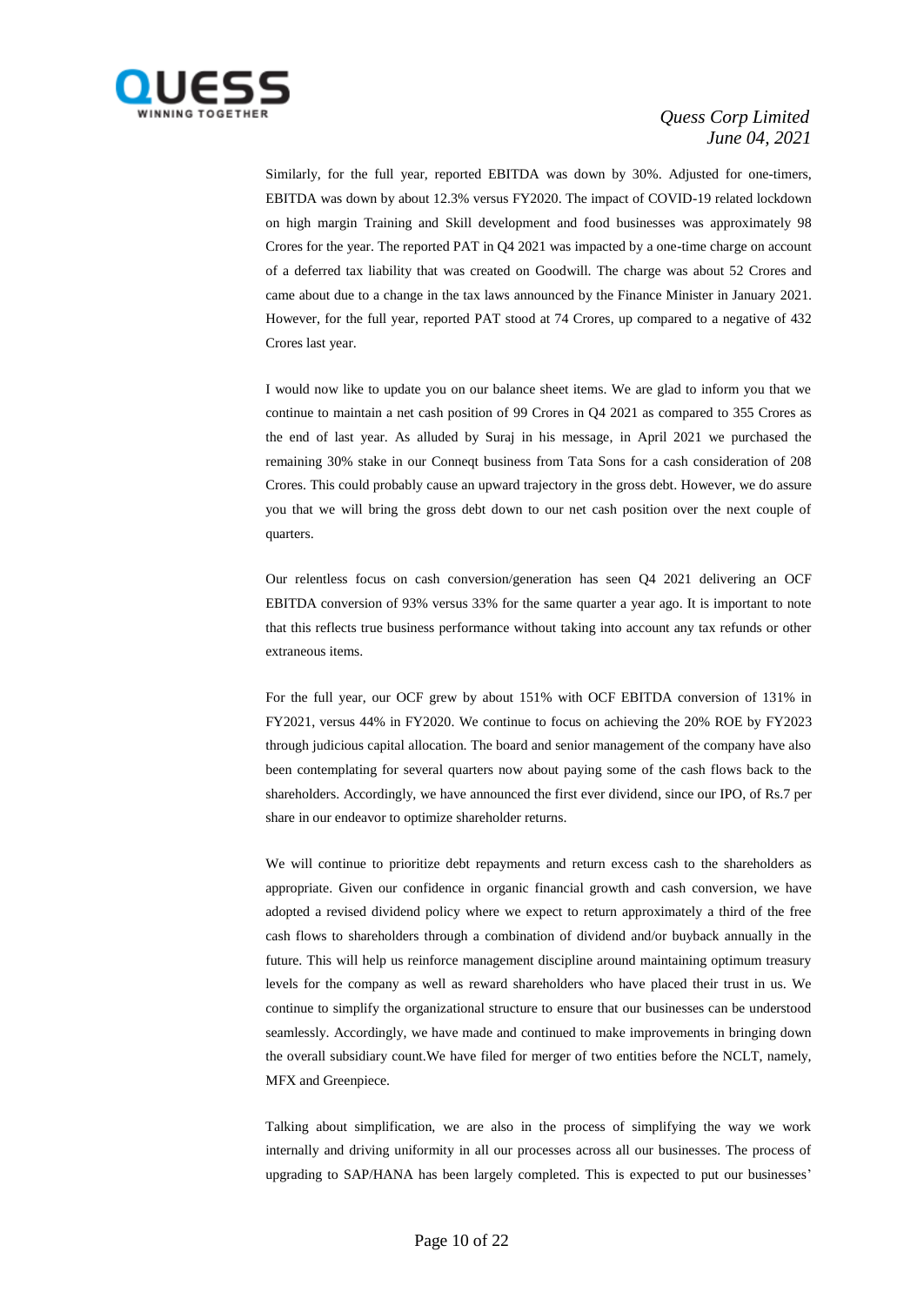Similarly, for the full year, reported EBITDA was down by 30%. Adjusted for one-timers, EBITDA was down by about 12.3% versus FY2020. The impact of COVID-19 related lockdown on high margin Training and Skill development and food businesses was approximately 98 Crores for the year. The reported PAT in Q4 2021 was impacted by a one-time charge on account of a deferred tax liability that was created on Goodwill. The charge was about 52 Crores and came about due to a change in the tax laws announced by the Finance Minister in January 2021. However, for the full year, reported PAT stood at 74 Crores, up compared to a negative of 432 Crores last year.

I would now like to update you on our balance sheet items. We are glad to inform you that we continue to maintain a net cash position of 99 Crores in Q4 2021 as compared to 355 Crores as the end of last year. As alluded by Suraj in his message, in April 2021 we purchased the remaining 30% stake in our Conneqt business from Tata Sons for a cash consideration of 208 Crores. This could probably cause an upward trajectory in the gross debt. However, we do assure you that we will bring the gross debt down to our net cash position over the next couple of quarters.

Our relentless focus on cash conversion/generation has seen Q4 2021 delivering an OCF EBITDA conversion of 93% versus 33% for the same quarter a year ago. It is important to note that this reflects true business performance without taking into account any tax refunds or other extraneous items.

For the full year, our OCF grew by about 151% with OCF EBITDA conversion of 131% in FY2021, versus 44% in FY2020. We continue to focus on achieving the 20% ROE by FY2023 through judicious capital allocation. The board and senior management of the company have also been contemplating for several quarters now about paying some of the cash flows back to the shareholders. Accordingly, we have announced the first ever dividend, since our IPO, of Rs.7 per share in our endeavor to optimize shareholder returns.

We will continue to prioritize debt repayments and return excess cash to the shareholders as appropriate. Given our confidence in organic financial growth and cash conversion, we have adopted a revised dividend policy where we expect to return approximately a third of the free cash flows to shareholders through a combination of dividend and/or buyback annually in the future. This will help us reinforce management discipline around maintaining optimum treasury levels for the company as well as reward shareholders who have placed their trust in us. We continue to simplify the organizational structure to ensure that our businesses can be understood seamlessly. Accordingly, we have made and continued to make improvements in bringing down the overall subsidiary count.We have filed for merger of two entities before the NCLT, namely, MFX and Greenpiece.

Talking about simplification, we are also in the process of simplifying the way we work internally and driving uniformity in all our processes across all our businesses. The process of upgrading to SAP/HANA has been largely completed. This is expected to put our businesses'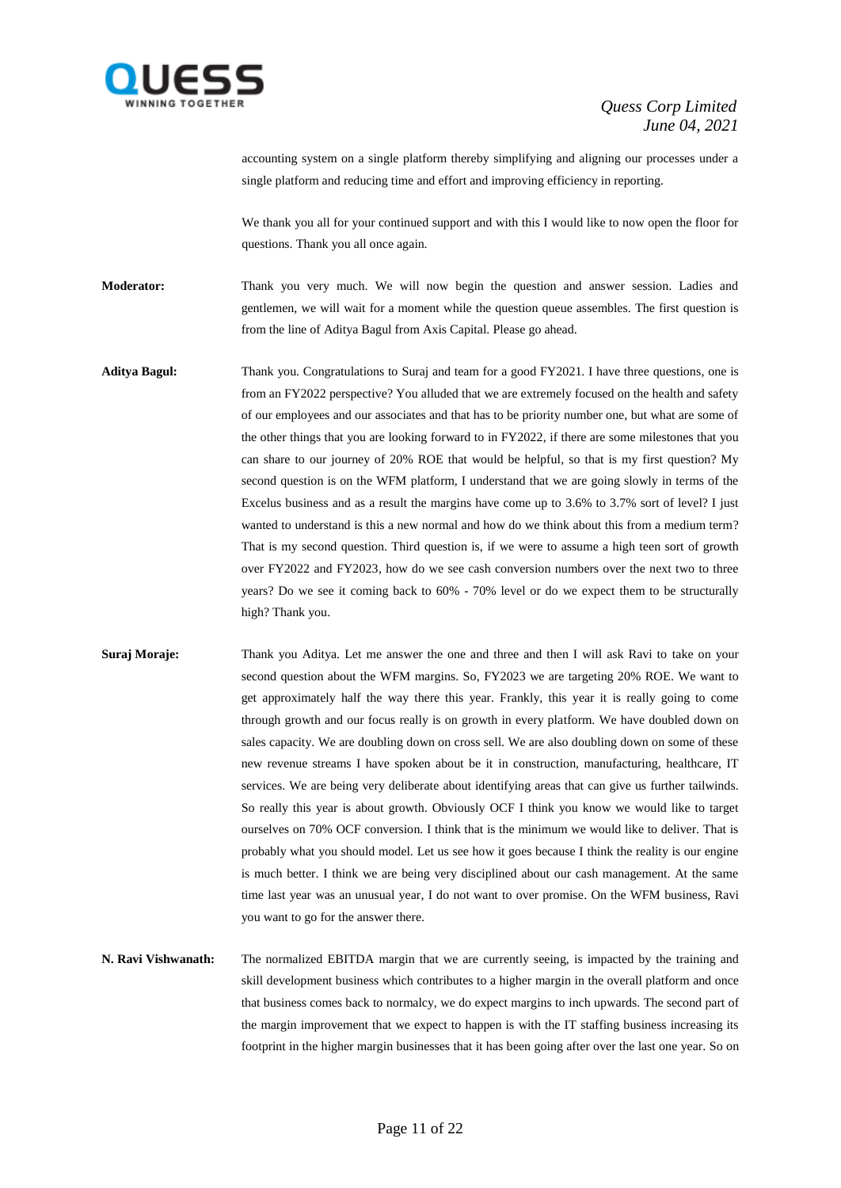accounting system on a single platform thereby simplifying and aligning our processes under a single platform and reducing time and effort and improving efficiency in reporting.

We thank you all for your continued support and with this I would like to now open the floor for questions. Thank you all once again.

**Moderator:** Thank you very much. We will now begin the question and answer session. Ladies and gentlemen, we will wait for a moment while the question queue assembles. The first question is from the line of Aditya Bagul from Axis Capital. Please go ahead.

**Aditya Bagul:** Thank you. Congratulations to Suraj and team for a good FY2021. I have three questions, one is from an FY2022 perspective? You alluded that we are extremely focused on the health and safety of our employees and our associates and that has to be priority number one, but what are some of the other things that you are looking forward to in FY2022, if there are some milestones that you can share to our journey of 20% ROE that would be helpful, so that is my first question? My second question is on the WFM platform, I understand that we are going slowly in terms of the Excelus business and as a result the margins have come up to 3.6% to 3.7% sort of level? I just wanted to understand is this a new normal and how do we think about this from a medium term? That is my second question. Third question is, if we were to assume a high teen sort of growth over FY2022 and FY2023, how do we see cash conversion numbers over the next two to three years? Do we see it coming back to 60% - 70% level or do we expect them to be structurally high? Thank you.

**Suraj Moraje:** Thank you Aditya. Let me answer the one and three and then I will ask Ravi to take on your second question about the WFM margins. So, FY2023 we are targeting 20% ROE. We want to get approximately half the way there this year. Frankly, this year it is really going to come through growth and our focus really is on growth in every platform. We have doubled down on sales capacity. We are doubling down on cross sell. We are also doubling down on some of these new revenue streams I have spoken about be it in construction, manufacturing, healthcare, IT services. We are being very deliberate about identifying areas that can give us further tailwinds. So really this year is about growth. Obviously OCF I think you know we would like to target ourselves on 70% OCF conversion. I think that is the minimum we would like to deliver. That is probably what you should model. Let us see how it goes because I think the reality is our engine is much better. I think we are being very disciplined about our cash management. At the same time last year was an unusual year, I do not want to over promise. On the WFM business, Ravi you want to go for the answer there.

**N. Ravi Vishwanath:** The normalized EBITDA margin that we are currently seeing, is impacted by the training and skill development business which contributes to a higher margin in the overall platform and once that business comes back to normalcy, we do expect margins to inch upwards. The second part of the margin improvement that we expect to happen is with the IT staffing business increasing its footprint in the higher margin businesses that it has been going after over the last one year. So on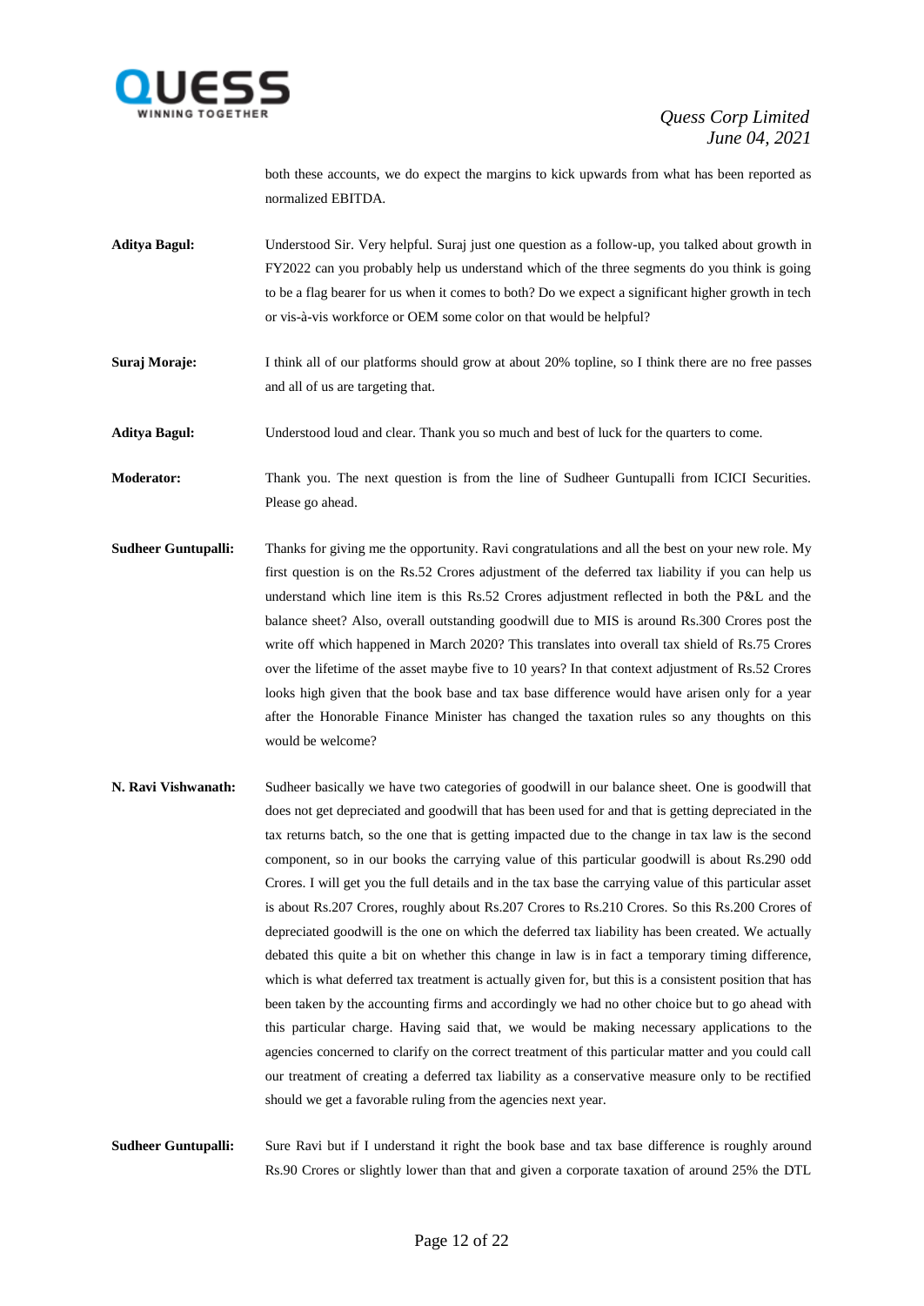both these accounts, we do expect the margins to kick upwards from what has been reported as normalized EBITDA.

**Aditya Bagul:** Understood Sir. Very helpful. Suraj just one question as a follow-up, you talked about growth in FY2022 can you probably help us understand which of the three segments do you think is going to be a flag bearer for us when it comes to both? Do we expect a significant higher growth in tech or vis-à-vis workforce or OEM some color on that would be helpful?

**Suraj Moraje:** I think all of our platforms should grow at about 20% topline, so I think there are no free passes and all of us are targeting that.

**Aditya Bagul:** Understood loud and clear. Thank you so much and best of luck for the quarters to come.

**Moderator:** Thank you. The next question is from the line of Sudheer Guntupalli from ICICI Securities. Please go ahead.

**Sudheer Guntupalli:** Thanks for giving me the opportunity. Ravi congratulations and all the best on your new role. My first question is on the Rs.52 Crores adjustment of the deferred tax liability if you can help us understand which line item is this Rs.52 Crores adjustment reflected in both the P&L and the balance sheet? Also, overall outstanding goodwill due to MIS is around Rs.300 Crores post the write off which happened in March 2020? This translates into overall tax shield of Rs.75 Crores over the lifetime of the asset maybe five to 10 years? In that context adjustment of Rs.52 Crores looks high given that the book base and tax base difference would have arisen only for a year after the Honorable Finance Minister has changed the taxation rules so any thoughts on this would be welcome?

**N. Ravi Vishwanath:** Sudheer basically we have two categories of goodwill in our balance sheet. One is goodwill that does not get depreciated and goodwill that has been used for and that is getting depreciated in the tax returns batch, so the one that is getting impacted due to the change in tax law is the second component, so in our books the carrying value of this particular goodwill is about Rs.290 odd Crores. I will get you the full details and in the tax base the carrying value of this particular asset is about Rs.207 Crores, roughly about Rs.207 Crores to Rs.210 Crores. So this Rs.200 Crores of depreciated goodwill is the one on which the deferred tax liability has been created. We actually debated this quite a bit on whether this change in law is in fact a temporary timing difference, which is what deferred tax treatment is actually given for, but this is a consistent position that has been taken by the accounting firms and accordingly we had no other choice but to go ahead with this particular charge. Having said that, we would be making necessary applications to the agencies concerned to clarify on the correct treatment of this particular matter and you could call our treatment of creating a deferred tax liability as a conservative measure only to be rectified should we get a favorable ruling from the agencies next year.

**Sudheer Guntupalli:** Sure Ravi but if I understand it right the book base and tax base difference is roughly around Rs.90 Crores or slightly lower than that and given a corporate taxation of around 25% the DTL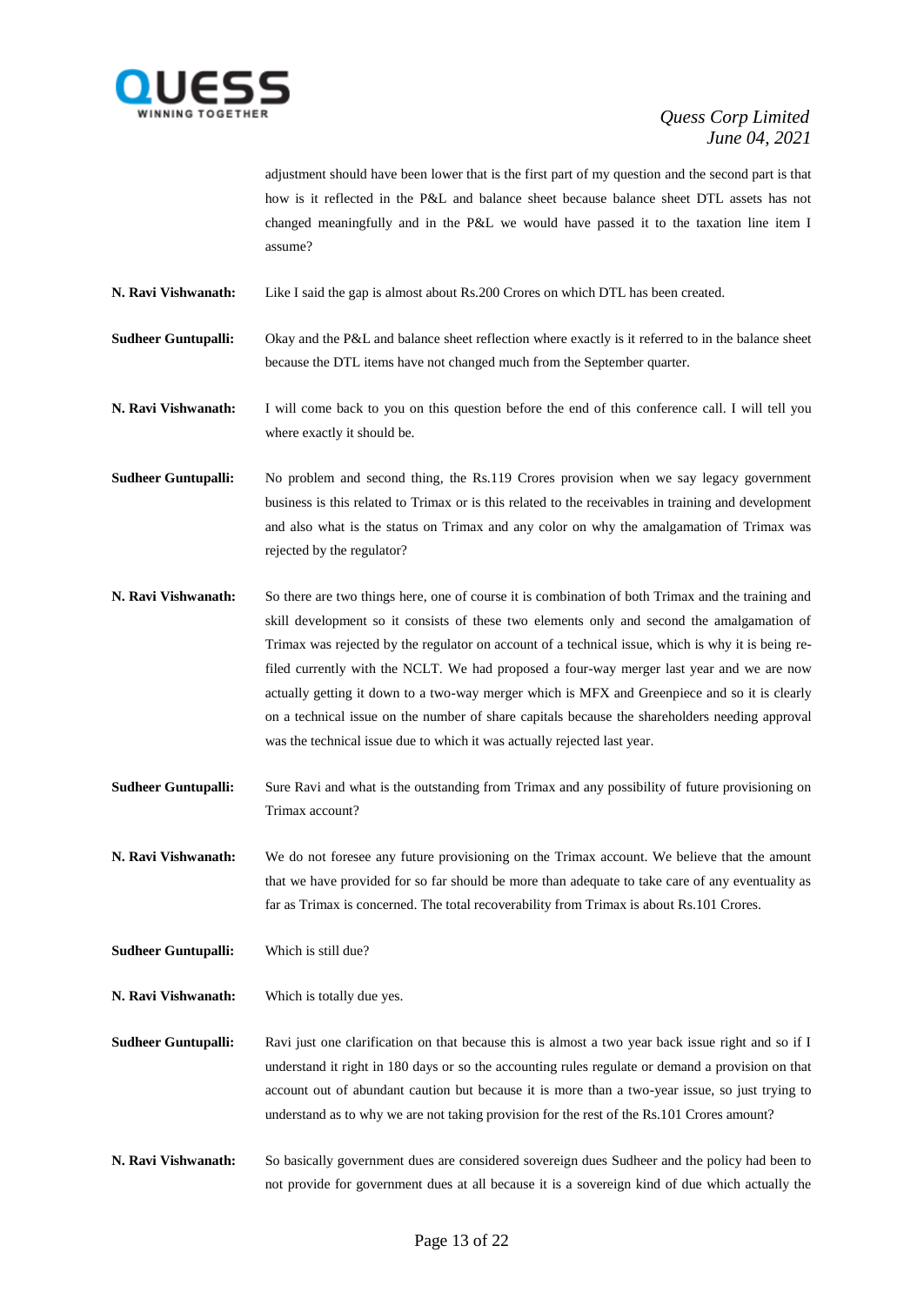adjustment should have been lower that is the first part of my question and the second part is that how is it reflected in the P&L and balance sheet because balance sheet DTL assets has not changed meaningfully and in the P&L we would have passed it to the taxation line item I assume?

**N. Ravi Vishwanath:** Like I said the gap is almost about Rs.200 Crores on which DTL has been created.

**Sudheer Guntupalli:** Okay and the P&L and balance sheet reflection where exactly is it referred to in the balance sheet because the DTL items have not changed much from the September quarter.

**N. Ravi Vishwanath:** I will come back to you on this question before the end of this conference call. I will tell you where exactly it should be.

**Sudheer Guntupalli:** No problem and second thing, the Rs.119 Crores provision when we say legacy government business is this related to Trimax or is this related to the receivables in training and development and also what is the status on Trimax and any color on why the amalgamation of Trimax was rejected by the regulator?

**N. Ravi Vishwanath:** So there are two things here, one of course it is combination of both Trimax and the training and skill development so it consists of these two elements only and second the amalgamation of Trimax was rejected by the regulator on account of a technical issue, which is why it is being re-filed currently with the NCLT. We had proposed a four-way merger last year and we are now actually getting it down to a two-way merger which is MFX and Greenpiece and so it is clearly on a technical issue on the number of share capitals because the shareholders needing approval was the technical issue due to which it was actually rejected last year.

**Sudheer Guntupalli:** Sure Ravi and what is the outstanding from Trimax and any possibility of future provisioning on Trimax account?

**N. Ravi Vishwanath:** We do not foresee any future provisioning on the Trimax account. We believe that the amount that we have provided for so far should be more than adequate to take care of any eventuality as far as Trimax is concerned. The total recoverability from Trimax is about Rs.101 Crores.

**Sudheer Guntupalli:** Which is still due?

**N. Ravi Vishwanath:** Which is totally due yes.

**Sudheer Guntupalli:** Ravi just one clarification on that because this is almost a two year back issue right and so if I understand it right in 180 days or so the accounting rules regulate or demand a provision on that account out of abundant caution but because it is more than a two-year issue, so just trying to understand as to why we are not taking provision for the rest of the Rs.101 Crores amount?

**N. Ravi Vishwanath:** So basically government dues are considered sovereign dues Sudheer and the policy had been to not provide for government dues at all because it is a sovereign kind of due which actually the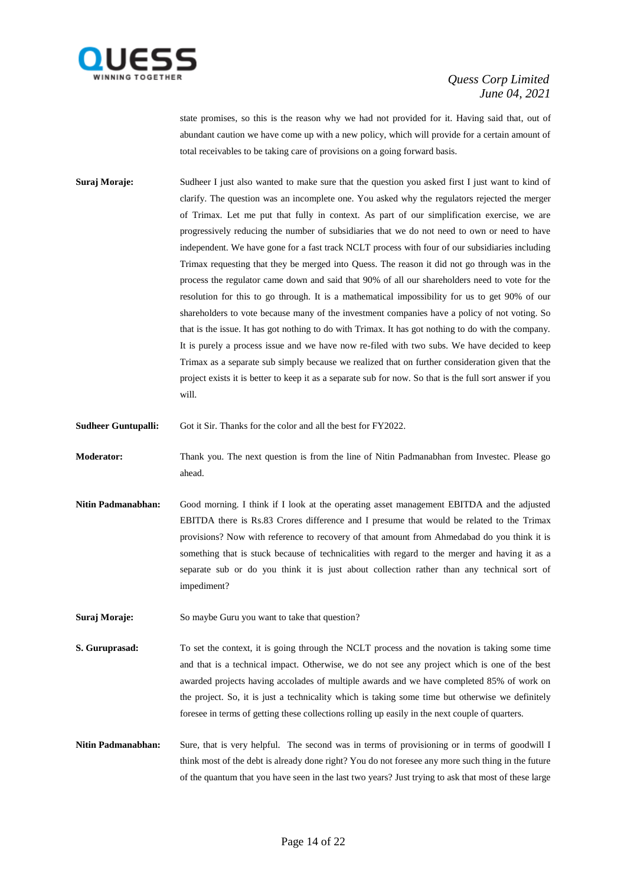state promises, so this is the reason why we had not provided for it. Having said that, out of abundant caution we have come up with a new policy, which will provide for a certain amount of total receivables to be taking care of provisions on a going forward basis.

**Suraj Moraje:** Sudheer I just also wanted to make sure that the question you asked first I just want to kind of clarify. The question was an incomplete one. You asked why the regulators rejected the merger of Trimax. Let me put that fully in context. As part of our simplification exercise, we are progressively reducing the number of subsidiaries that we do not need to own or need to have independent. We have gone for a fast track NCLT process with four of our subsidiaries including Trimax requesting that they be merged into Quess. The reason it did not go through was in the process the regulator came down and said that 90% of all our shareholders need to vote for the resolution for this to go through. It is a mathematical impossibility for us to get 90% of our shareholders to vote because many of the investment companies have a policy of not voting. So that is the issue. It has got nothing to do with Trimax. It has got nothing to do with the company. It is purely a process issue and we have now re-filed with two subs. We have decided to keep Trimax as a separate sub simply because we realized that on further consideration given that the project exists it is better to keep it as a separate sub for now. So that is the full sort answer if you will.

**Sudheer Guntupalli:** Got it Sir. Thanks for the color and all the best for FY2022.

**Moderator:** Thank you. The next question is from the line of Nitin Padmanabhan from Investec. Please go ahead.

**Nitin Padmanabhan:** Good morning. I think if I look at the operating asset management EBITDA and the adjusted EBITDA there is Rs.83 Crores difference and I presume that would be related to the Trimax provisions? Now with reference to recovery of that amount from Ahmedabad do you think it is something that is stuck because of technicalities with regard to the merger and having it as a separate sub or do you think it is just about collection rather than any technical sort of impediment?

**Suraj Moraje:** So maybe Guru you want to take that question?

**S. Guruprasad:** To set the context, it is going through the NCLT process and the novation is taking some time and that is a technical impact. Otherwise, we do not see any project which is one of the best awarded projects having accolades of multiple awards and we have completed 85% of work on the project. So, it is just a technicality which is taking some time but otherwise we definitely foresee in terms of getting these collections rolling up easily in the next couple of quarters.

**Nitin Padmanabhan:** Sure, that is very helpful. The second was in terms of provisioning or in terms of goodwill I think most of the debt is already done right? You do not foresee any more such thing in the future of the quantum that you have seen in the last two years? Just trying to ask that most of these large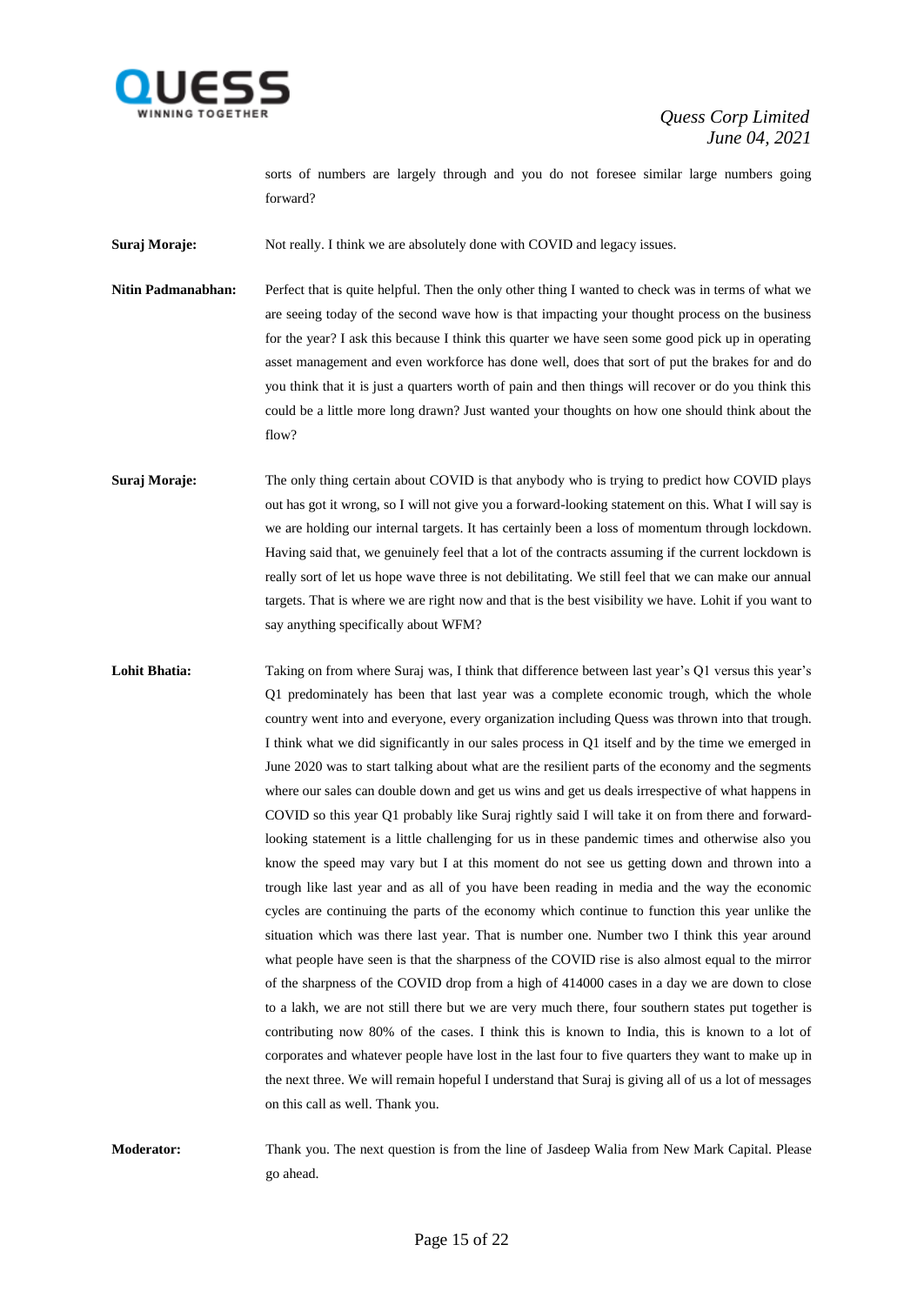sorts of numbers are largely through and you do not foresee similar large numbers going forward?

**Suraj Moraje:** Not really. I think we are absolutely done with COVID and legacy issues.

**Nitin Padmanabhan:** Perfect that is quite helpful. Then the only other thing I wanted to check was in terms of what we are seeing today of the second wave how is that impacting your thought process on the business for the year? I ask this because I think this quarter we have seen some good pick up in operating asset management and even workforce has done well, does that sort of put the brakes for and do you think that it is just a quarters worth of pain and then things will recover or do you think this could be a little more long drawn? Just wanted your thoughts on how one should think about the flow?

**Suraj Moraje:** The only thing certain about COVID is that anybody who is trying to predict how COVID plays out has got it wrong, so I will not give you a forward-looking statement on this. What I will say is we are holding our internal targets. It has certainly been a loss of momentum through lockdown. Having said that, we genuinely feel that a lot of the contracts assuming if the current lockdown is really sort of let us hope wave three is not debilitating. We still feel that we can make our annual targets. That is where we are right now and that is the best visibility we have. Lohit if you want to say anything specifically about WFM?

**Lohit Bhatia:** Taking on from where Suraj was, I think that difference between last year's Q1 versus this year's Q1 predominately has been that last year was a complete economic trough, which the whole country went into and everyone, every organization including Quess was thrown into that trough. I think what we did significantly in our sales process in Q1 itself and by the time we emerged in June 2020 was to start talking about what are the resilient parts of the economy and the segments where our sales can double down and get us wins and get us deals irrespective of what happens in COVID so this year Q1 probably like Suraj rightly said I will take it on from there and forward-looking statement is a little challenging for us in these pandemic times and otherwise also you know the speed may vary but I at this moment do not see us getting down and thrown into a trough like last year and as all of you have been reading in media and the way the economic cycles are continuing the parts of the economy which continue to function this year unlike the situation which was there last year. That is number one. Number two I think this year around what people have seen is that the sharpness of the COVID rise is also almost equal to the mirror of the sharpness of the COVID drop from a high of 414000 cases in a day we are down to close to a lakh, we are not still there but we are very much there, four southern states put together is contributing now 80% of the cases. I think this is known to India, this is known to a lot of corporates and whatever people have lost in the last four to five quarters they want to make up in the next three. We will remain hopeful I understand that Suraj is giving all of us a lot of messages on this call as well. Thank you.

**Moderator:** Thank you. The next question is from the line of Jasdeep Walia from New Mark Capital. Please go ahead.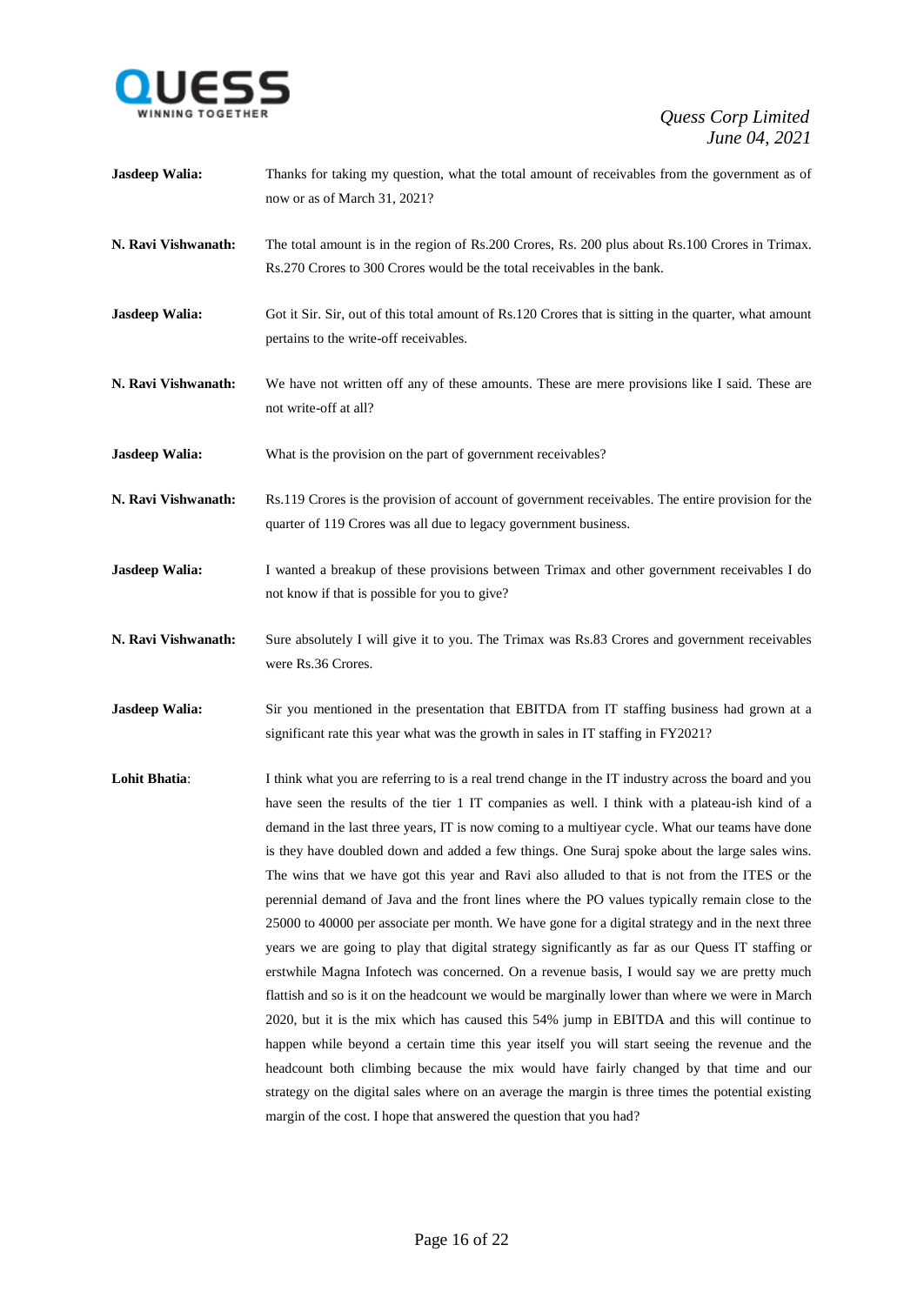**Jasdeep Walia:** Thanks for taking my question, what the total amount of receivables from the government as of now or as of March 31, 2021?

**N. Ravi Vishwanath:** The total amount is in the region of Rs.200 Crores, Rs. 200 plus about Rs.100 Crores in Trimax. Rs.270 Crores to 300 Crores would be the total receivables in the bank.

**Jasdeep Walia:** Got it Sir. Sir, out of this total amount of Rs.120 Crores that is sitting in the quarter, what amount pertains to the write-off receivables.

**N. Ravi Vishwanath:** We have not written off any of these amounts. These are mere provisions like I said. These are not write-off at all?

**Jasdeep Walia:** What is the provision on the part of government receivables?

**N. Ravi Vishwanath:** Rs.119 Crores is the provision of account of government receivables. The entire provision for the quarter of 119 Crores was all due to legacy government business.

**Jasdeep Walia:** I wanted a breakup of these provisions between Trimax and other government receivables I do not know if that is possible for you to give?

**N. Ravi Vishwanath:** Sure absolutely I will give it to you. The Trimax was Rs.83 Crores and government receivables were Rs.36 Crores.

**Jasdeep Walia:** Sir you mentioned in the presentation that EBITDA from IT staffing business had grown at a significant rate this year what was the growth in sales in IT staffing in FY2021?

**Lohit Bhatia**: I think what you are referring to is a real trend change in the IT industry across the board and you have seen the results of the tier 1 IT companies as well. I think with a plateau-ish kind of a demand in the last three years, IT is now coming to a multiyear cycle. What our teams have done is they have doubled down and added a few things. One Suraj spoke about the large sales wins. The wins that we have got this year and Ravi also alluded to that is not from the ITES or the perennial demand of Java and the front lines where the PO values typically remain close to the 25000 to 40000 per associate per month. We have gone for a digital strategy and in the next three years we are going to play that digital strategy significantly as far as our Quess IT staffing or erstwhile Magna Infotech was concerned. On a revenue basis, I would say we are pretty much flattish and so is it on the headcount we would be marginally lower than where we were in March 2020, but it is the mix which has caused this 54% jump in EBITDA and this will continue to happen while beyond a certain time this year itself you will start seeing the revenue and the headcount both climbing because the mix would have fairly changed by that time and our strategy on the digital sales where on an average the margin is three times the potential existing margin of the cost. I hope that answered the question that you had?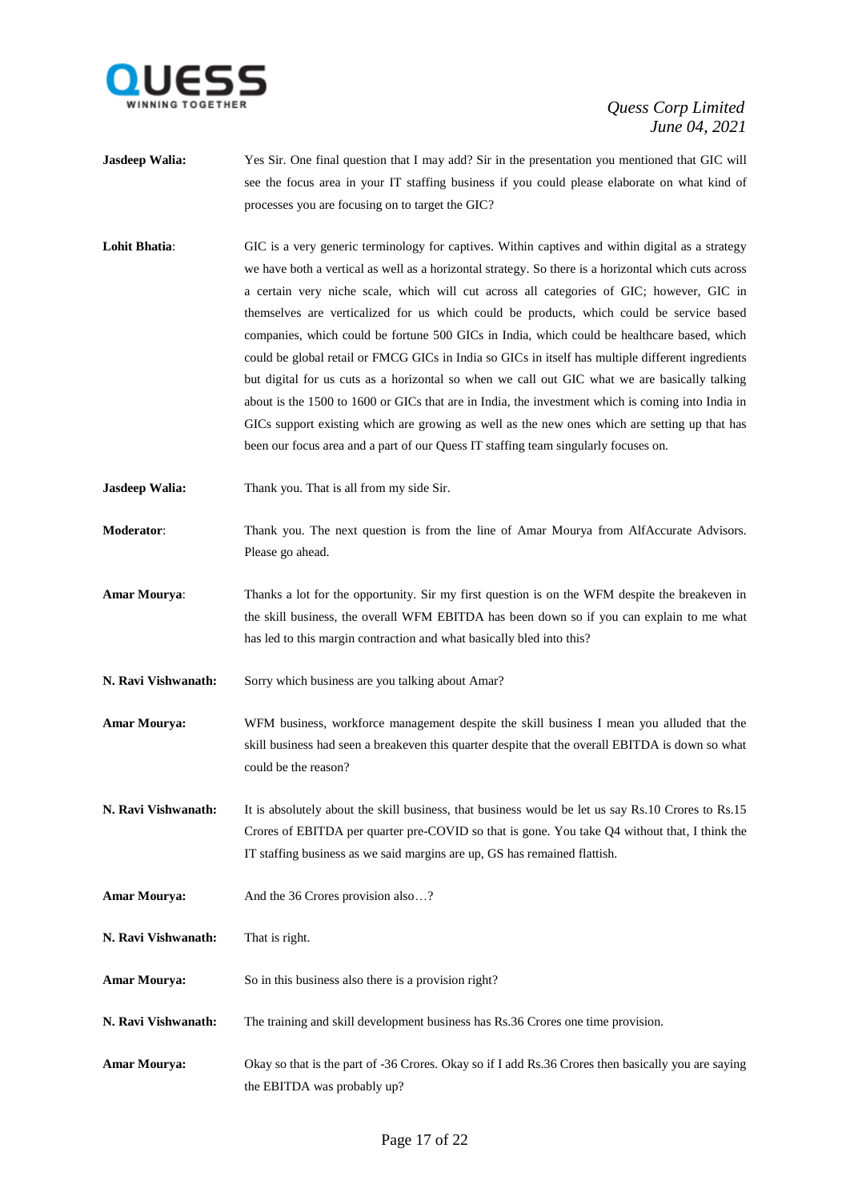**Jasdeep Walia:** Yes Sir. One final question that I may add? Sir in the presentation you mentioned that GIC will see the focus area in your IT staffing business if you could please elaborate on what kind of processes you are focusing on to target the GIC?

**Lohit Bhatia**: GIC is a very generic terminology for captives. Within captives and within digital as a strategy we have both a vertical as well as a horizontal strategy. So there is a horizontal which cuts across a certain very niche scale, which will cut across all categories of GIC; however, GIC in themselves are verticalized for us which could be products, which could be service based companies, which could be fortune 500 GICs in India, which could be healthcare based, which could be global retail or FMCG GICs in India so GICs in itself has multiple different ingredients but digital for us cuts as a horizontal so when we call out GIC what we are basically talking about is the 1500 to 1600 or GICs that are in India, the investment which is coming into India in GICs support existing which are growing as well as the new ones which are setting up that has been our focus area and a part of our Quess IT staffing team singularly focuses on.

**Jasdeep Walia:** Thank you. That is all from my side Sir.

**Moderator**: Thank you. The next question is from the line of Amar Mourya from AlfAccurate Advisors. Please go ahead.

**Amar Mourya**: Thanks a lot for the opportunity. Sir my first question is on the WFM despite the breakeven in the skill business, the overall WFM EBITDA has been down so if you can explain to me what has led to this margin contraction and what basically bled into this?

**N. Ravi Vishwanath:** Sorry which business are you talking about Amar?

**Amar Mourya:** WFM business, workforce management despite the skill business I mean you alluded that the skill business had seen a breakeven this quarter despite that the overall EBITDA is down so what could be the reason?

**N. Ravi Vishwanath:** It is absolutely about the skill business, that business would be let us say Rs.10 Crores to Rs.15 Crores of EBITDA per quarter pre-COVID so that is gone. You take Q4 without that, I think the IT staffing business as we said margins are up, GS has remained flattish.

**Amar Mourya:** And the 36 Crores provision also…?

**N. Ravi Vishwanath:** That is right.

**Amar Mourya:** So in this business also there is a provision right?

**N. Ravi Vishwanath:** The training and skill development business has Rs.36 Crores one time provision.

**Amar Mourya:** Okay so that is the part of -36 Crores. Okay so if I add Rs.36 Crores then basically you are saying the EBITDA was probably up?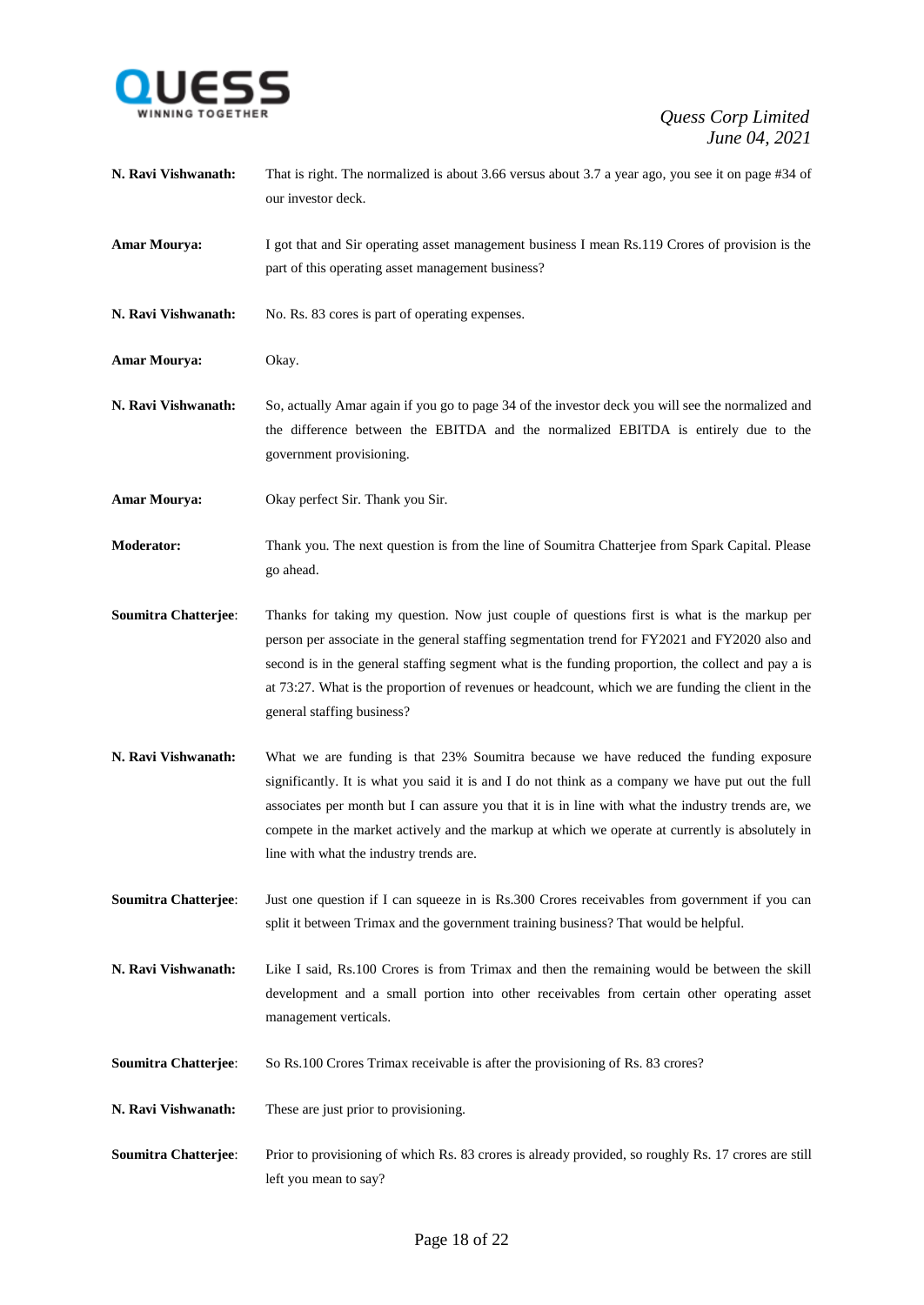**N. Ravi Vishwanath:** That is right. The normalized is about 3.66 versus about 3.7 a year ago, you see it on page #34 of our investor deck.

**Amar Mourya:** I got that and Sir operating asset management business I mean Rs.119 Crores of provision is the part of this operating asset management business?

**N. Ravi Vishwanath:** No. Rs. 83 cores is part of operating expenses.

**Amar Mourya:** Okay.

**N. Ravi Vishwanath:** So, actually Amar again if you go to page 34 of the investor deck you will see the normalized and the difference between the EBITDA and the normalized EBITDA is entirely due to the government provisioning.

**Amar Mourya:** Okay perfect Sir. Thank you Sir.

**Moderator:** Thank you. The next question is from the line of Soumitra Chatterjee from Spark Capital. Please go ahead.

**Soumitra Chatterjee**: Thanks for taking my question. Now just couple of questions first is what is the markup per person per associate in the general staffing segmentation trend for FY2021 and FY2020 also and second is in the general staffing segment what is the funding proportion, the collect and pay a is at 73:27. What is the proportion of revenues or headcount, which we are funding the client in the general staffing business?

**N. Ravi Vishwanath:** What we are funding is that 23% Soumitra because we have reduced the funding exposure significantly. It is what you said it is and I do not think as a company we have put out the full associates per month but I can assure you that it is in line with what the industry trends are, we compete in the market actively and the markup at which we operate at currently is absolutely in line with what the industry trends are.

**Soumitra Chatterjee**: Just one question if I can squeeze in is Rs.300 Crores receivables from government if you can split it between Trimax and the government training business? That would be helpful.

**N. Ravi Vishwanath:** Like I said, Rs.100 Crores is from Trimax and then the remaining would be between the skill development and a small portion into other receivables from certain other operating asset management verticals.

**Soumitra Chatterjee**: So Rs.100 Crores Trimax receivable is after the provisioning of Rs. 83 crores?

**N. Ravi Vishwanath:** These are just prior to provisioning.

**Soumitra Chatterjee**: Prior to provisioning of which Rs. 83 crores is already provided, so roughly Rs. 17 crores are still left you mean to say?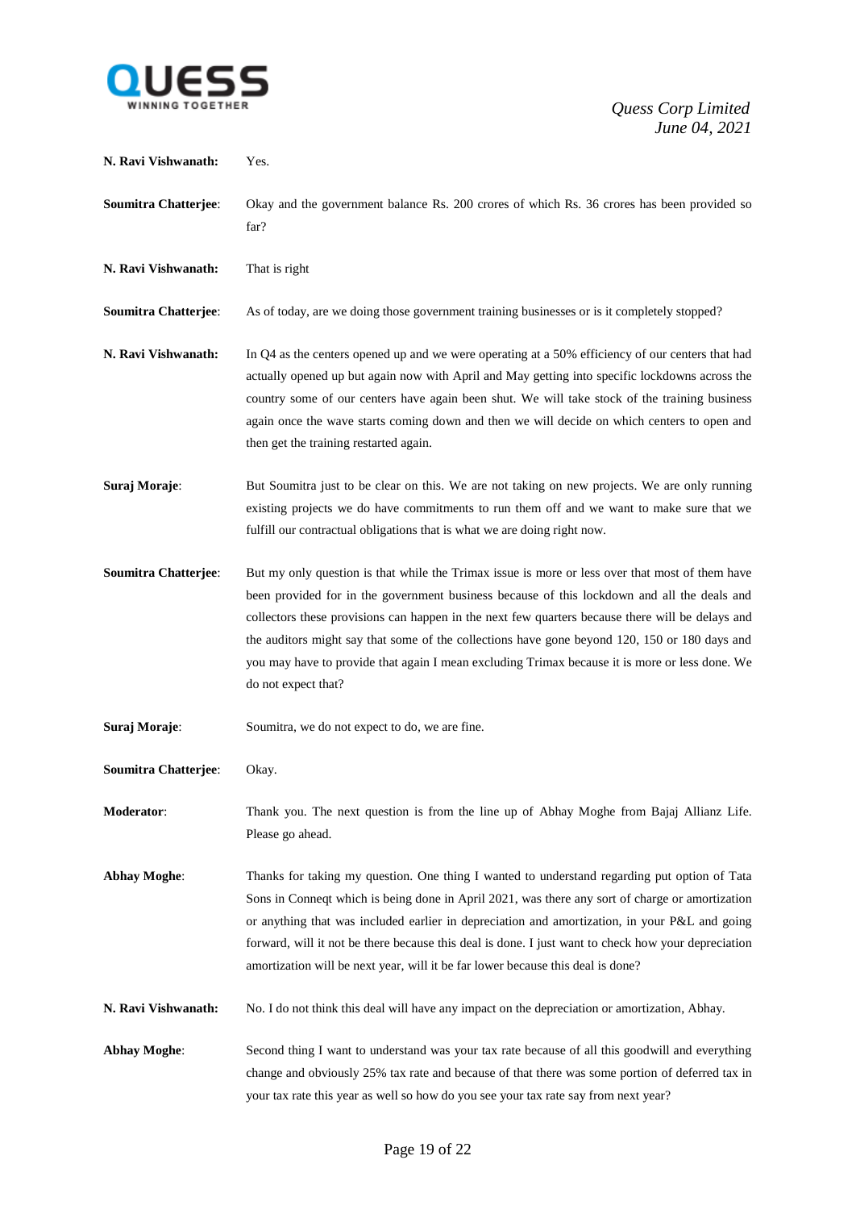**N. Ravi Vishwanath:** Yes.

**Soumitra Chatterjee**: Okay and the government balance Rs. 200 crores of which Rs. 36 crores has been provided so far?

**N. Ravi Vishwanath:** That is right

**Soumitra Chatterjee**: As of today, are we doing those government training businesses or is it completely stopped?

**N. Ravi Vishwanath:** In Q4 as the centers opened up and we were operating at a 50% efficiency of our centers that had actually opened up but again now with April and May getting into specific lockdowns across the country some of our centers have again been shut. We will take stock of the training business again once the wave starts coming down and then we will decide on which centers to open and then get the training restarted again.

**Suraj Moraje**: But Soumitra just to be clear on this. We are not taking on new projects. We are only running existing projects we do have commitments to run them off and we want to make sure that we fulfill our contractual obligations that is what we are doing right now.

**Soumitra Chatterjee**: But my only question is that while the Trimax issue is more or less over that most of them have been provided for in the government business because of this lockdown and all the deals and collectors these provisions can happen in the next few quarters because there will be delays and the auditors might say that some of the collections have gone beyond 120, 150 or 180 days and you may have to provide that again I mean excluding Trimax because it is more or less done. We do not expect that?

**Suraj Moraje**: Soumitra, we do not expect to do, we are fine.

**Soumitra Chatterjee**: Okay.

**Moderator**: Thank you. The next question is from the line up of Abhay Moghe from Bajaj Allianz Life. Please go ahead.

**Abhay Moghe**: Thanks for taking my question. One thing I wanted to understand regarding put option of Tata Sons in Conneqt which is being done in April 2021, was there any sort of charge or amortization or anything that was included earlier in depreciation and amortization, in your P&L and going forward, will it not be there because this deal is done. I just want to check how your depreciation amortization will be next year, will it be far lower because this deal is done?

**N. Ravi Vishwanath:** No. I do not think this deal will have any impact on the depreciation or amortization, Abhay.

**Abhay Moghe**: Second thing I want to understand was your tax rate because of all this goodwill and everything change and obviously 25% tax rate and because of that there was some portion of deferred tax in your tax rate this year as well so how do you see your tax rate say from next year?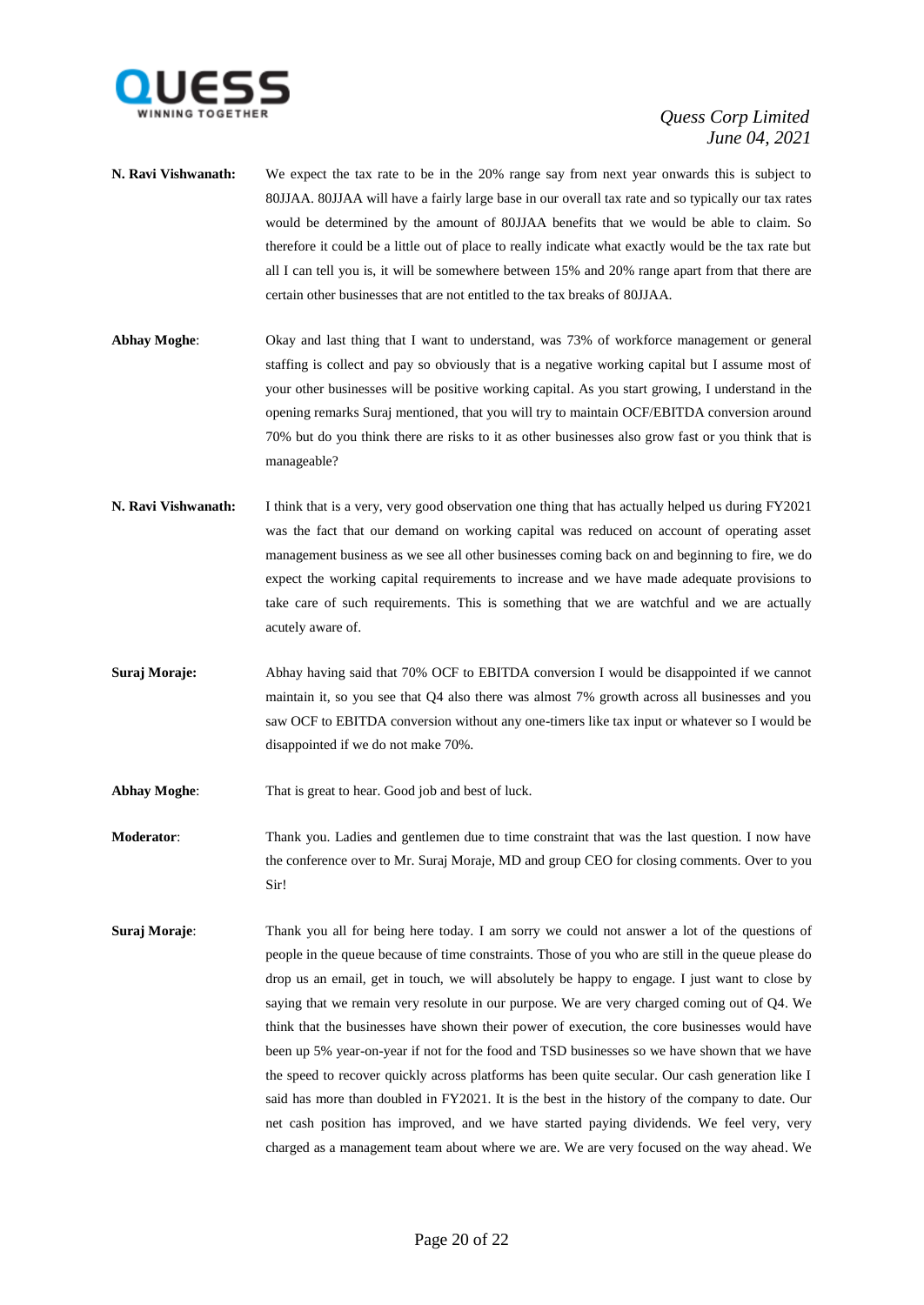**N. Ravi Vishwanath:** We expect the tax rate to be in the 20% range say from next year onwards this is subject to 80JJAA. 80JJAA will have a fairly large base in our overall tax rate and so typically our tax rates would be determined by the amount of 80JJAA benefits that we would be able to claim. So therefore it could be a little out of place to really indicate what exactly would be the tax rate but all I can tell you is, it will be somewhere between 15% and 20% range apart from that there are certain other businesses that are not entitled to the tax breaks of 80JJAA.

**Abhay Moghe**: Okay and last thing that I want to understand, was 73% of workforce management or general staffing is collect and pay so obviously that is a negative working capital but I assume most of your other businesses will be positive working capital. As you start growing, I understand in the opening remarks Suraj mentioned, that you will try to maintain OCF/EBITDA conversion around 70% but do you think there are risks to it as other businesses also grow fast or you think that is manageable?

**N. Ravi Vishwanath:** I think that is a very, very good observation one thing that has actually helped us during FY2021 was the fact that our demand on working capital was reduced on account of operating asset management business as we see all other businesses coming back on and beginning to fire, we do expect the working capital requirements to increase and we have made adequate provisions to take care of such requirements. This is something that we are watchful and we are actually acutely aware of.

**Suraj Moraje:** Abhay having said that 70% OCF to EBITDA conversion I would be disappointed if we cannot maintain it, so you see that Q4 also there was almost 7% growth across all businesses and you saw OCF to EBITDA conversion without any one-timers like tax input or whatever so I would be disappointed if we do not make 70%.

**Abhay Moghe**: That is great to hear. Good job and best of luck.

**Moderator**: Thank you. Ladies and gentlemen due to time constraint that was the last question. I now have the conference over to Mr. Suraj Moraje, MD and group CEO for closing comments. Over to you Sir!

**Suraj Moraje**: Thank you all for being here today. I am sorry we could not answer a lot of the questions of people in the queue because of time constraints. Those of you who are still in the queue please do drop us an email, get in touch, we will absolutely be happy to engage. I just want to close by saying that we remain very resolute in our purpose. We are very charged coming out of Q4. We think that the businesses have shown their power of execution, the core businesses would have been up 5% year-on-year if not for the food and TSD businesses so we have shown that we have the speed to recover quickly across platforms has been quite secular. Our cash generation like I said has more than doubled in FY2021. It is the best in the history of the company to date. Our net cash position has improved, and we have started paying dividends. We feel very, very charged as a management team about where we are. We are very focused on the way ahead. We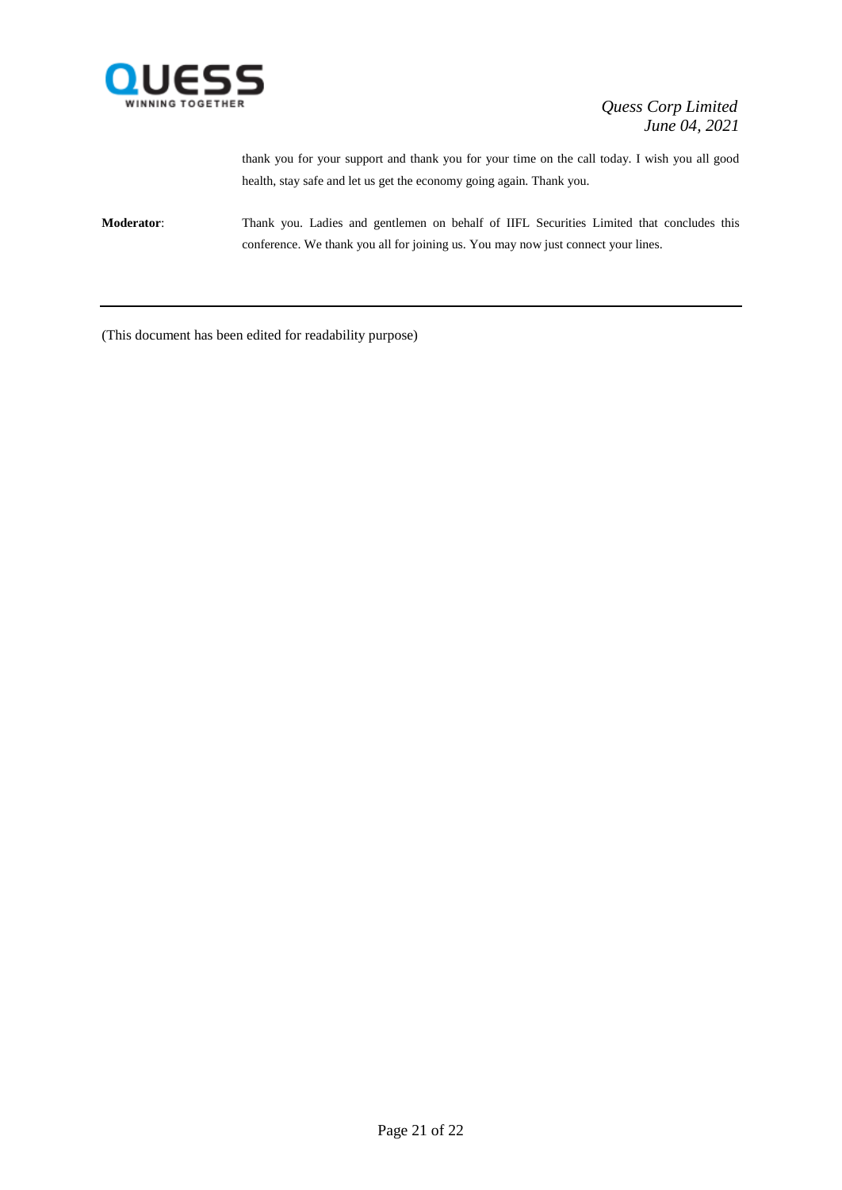thank you for your support and thank you for your time on the call today. I wish you all good health, stay safe and let us get the economy going again. Thank you.

**Moderator**: Thank you. Ladies and gentlemen on behalf of IIFL Securities Limited that concludes this conference. We thank you all for joining us. You may now just connect your lines.

---

(This document has been edited for readability purpose)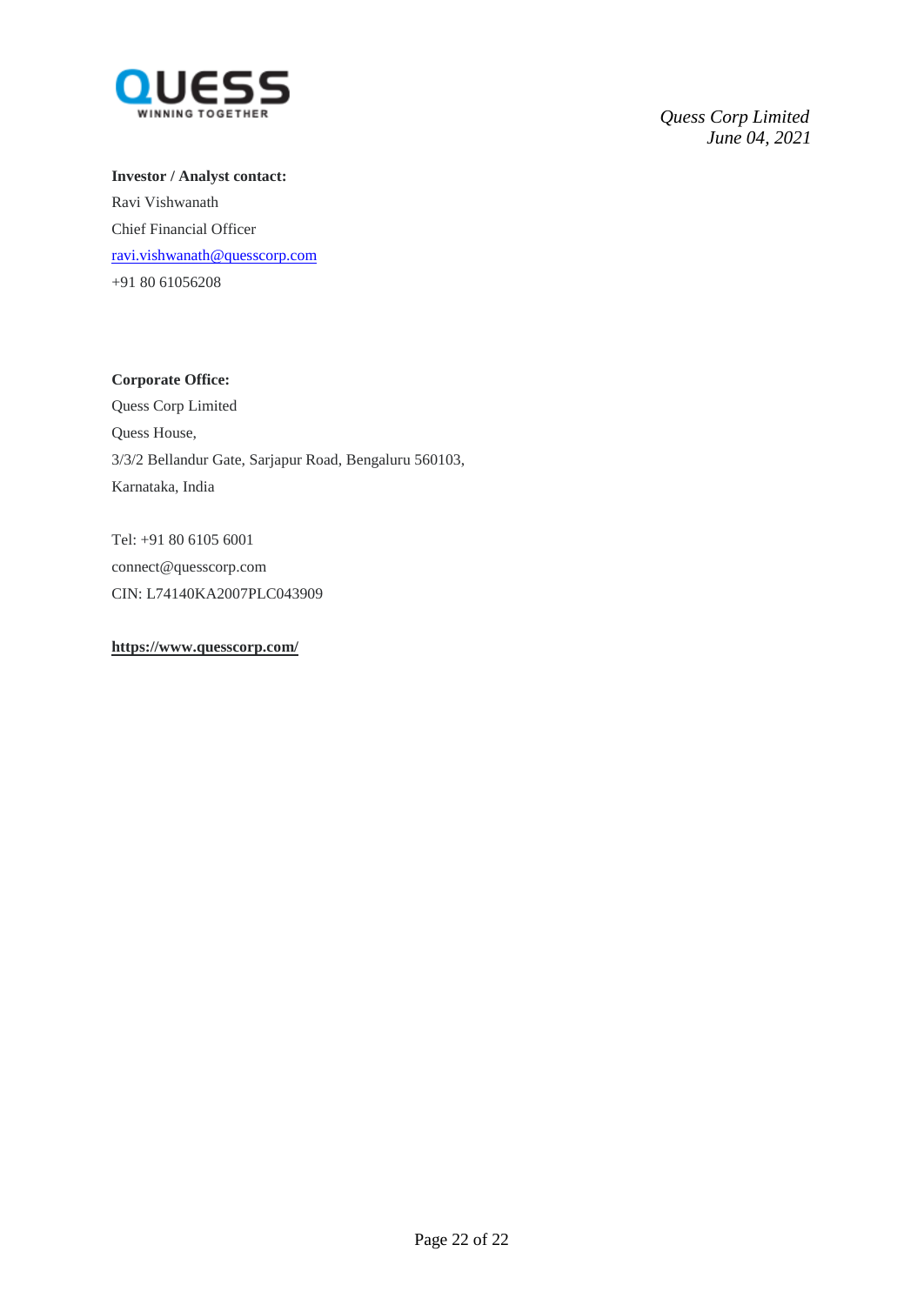*Quess Corp Limited*
*June 04, 2021*

**Investor / Analyst contact:**

Ravi Vishwanath

Chief Financial Officer

ravi.vishwanath@quesscorp.com

+91 80 61056208

**Corporate Office:**

Quess Corp Limited

Quess House,

3/3/2 Bellandur Gate, Sarjapur Road, Bengaluru 560103,

Karnataka, India

Tel: +91 80 6105 6001

connect@quesscorp.com

CIN: L74140KA2007PLC043909

**https://www.quesscorp.com/**